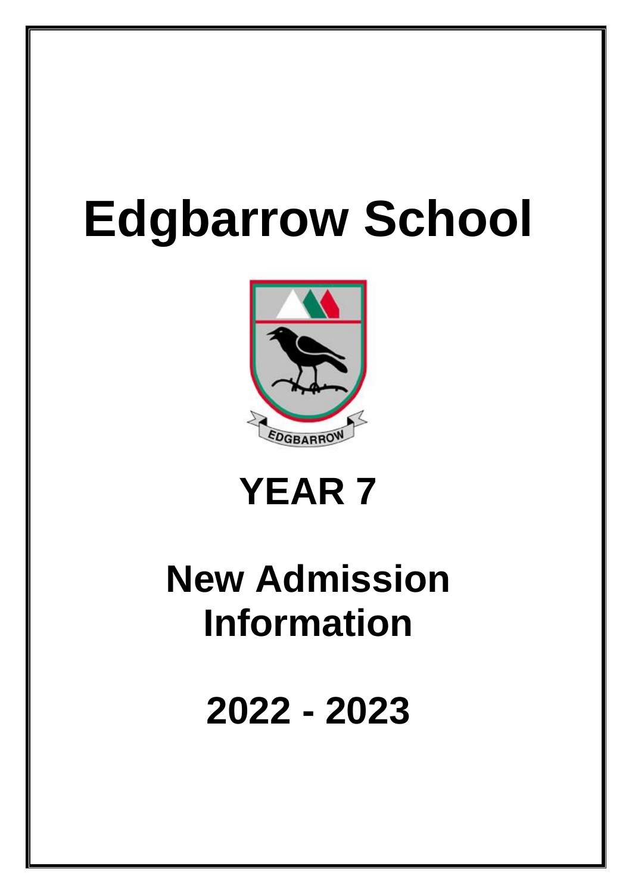# Edgbarrow School

EDGBARROW

## YEAR 7

## New Admission Information

## 2022 - 2023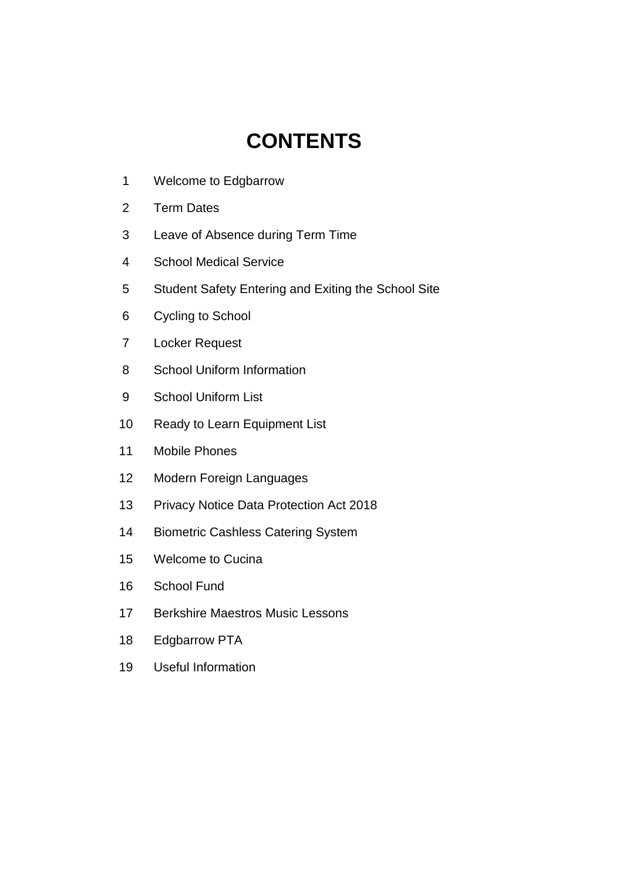# CONTENTS

1 Welcome to Edgbarrow

2 Term Dates

3 Leave of Absence during Term Time

4 School Medical Service

5 Student Safety Entering and Exiting the School Site

6 Cycling to School

7 Locker Request

8 School Uniform Information

9 School Uniform List

10 Ready to Learn Equipment List

11 Mobile Phones

12 Modern Foreign Languages

13 Privacy Notice Data Protection Act 2018

14 Biometric Cashless Catering System

15 Welcome to Cucina

16 School Fund

17 Berkshire Maestros Music Lessons

18 Edgbarrow PTA

19 Useful Information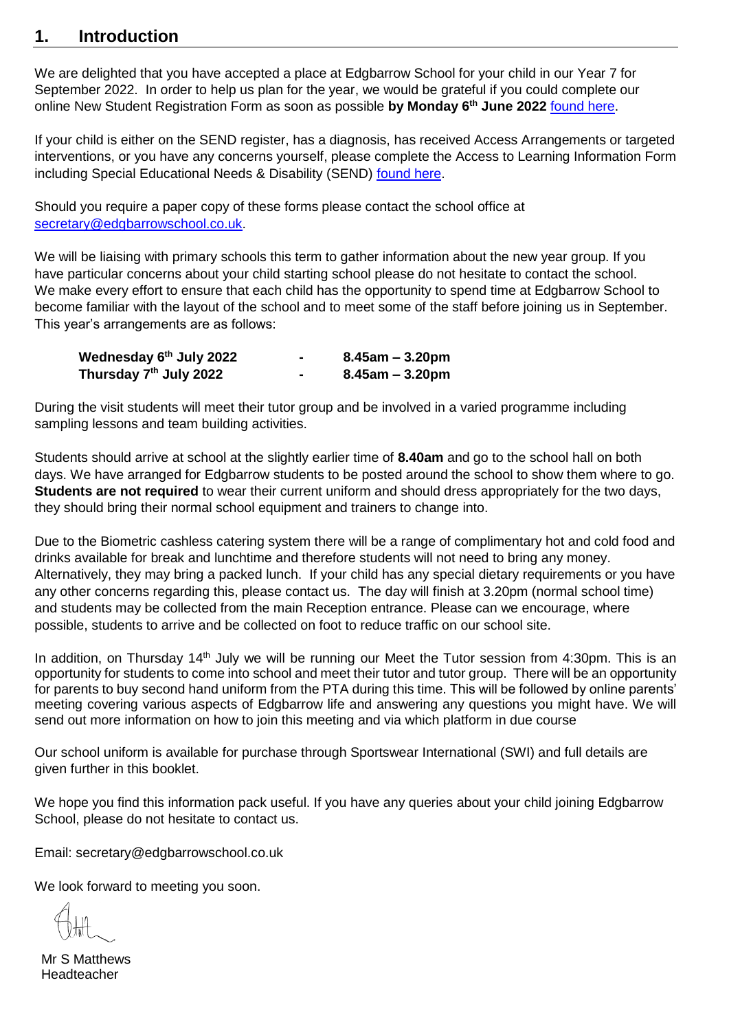## 1. Introduction

We are delighted that you have accepted a place at Edgbarrow School for your child in our Year 7 for September 2022. In order to help us plan for the year, we would be grateful if you could complete our online New Student Registration Form as soon as possible **by Monday 6th June 2022** found here.

If your child is either on the SEND register, has a diagnosis, has received Access Arrangements or targeted interventions, or you have any concerns yourself, please complete the Access to Learning Information Form including Special Educational Needs & Disability (SEND) found here.

Should you require a paper copy of these forms please contact the school office at secretary@edgbarrowschool.co.uk.

We will be liaising with primary schools this term to gather information about the new year group. If you have particular concerns about your child starting school please do not hesitate to contact the school. We make every effort to ensure that each child has the opportunity to spend time at Edgbarrow School to become familiar with the layout of the school and to meet some of the staff before joining us in September. This year's arrangements are as follows:

| | | |
|---|---|---|
| **Wednesday 6th July 2022** | - | **8.45am – 3.20pm** |
| **Thursday 7th July 2022** | - | **8.45am – 3.20pm** |

During the visit students will meet their tutor group and be involved in a varied programme including sampling lessons and team building activities.

Students should arrive at school at the slightly earlier time of **8.40am** and go to the school hall on both days. We have arranged for Edgbarrow students to be posted around the school to show them where to go. **Students are not required** to wear their current uniform and should dress appropriately for the two days, they should bring their normal school equipment and trainers to change into.

Due to the Biometric cashless catering system there will be a range of complimentary hot and cold food and drinks available for break and lunchtime and therefore students will not need to bring any money. Alternatively, they may bring a packed lunch. If your child has any special dietary requirements or you have any other concerns regarding this, please contact us. The day will finish at 3.20pm (normal school time) and students may be collected from the main Reception entrance. Please can we encourage, where possible, students to arrive and be collected on foot to reduce traffic on our school site.

In addition, on Thursday 14th July we will be running our Meet the Tutor session from 4:30pm. This is an opportunity for students to come into school and meet their tutor and tutor group. There will be an opportunity for parents to buy second hand uniform from the PTA during this time. This will be followed by online parents' meeting covering various aspects of Edgbarrow life and answering any questions you might have. We will send out more information on how to join this meeting and via which platform in due course

Our school uniform is available for purchase through Sportswear International (SWI) and full details are given further in this booklet.

We hope you find this information pack useful. If you have any queries about your child joining Edgbarrow School, please do not hesitate to contact us.

Email: secretary@edgbarrowschool.co.uk

We look forward to meeting you soon.

Mr S Matthews
Headteacher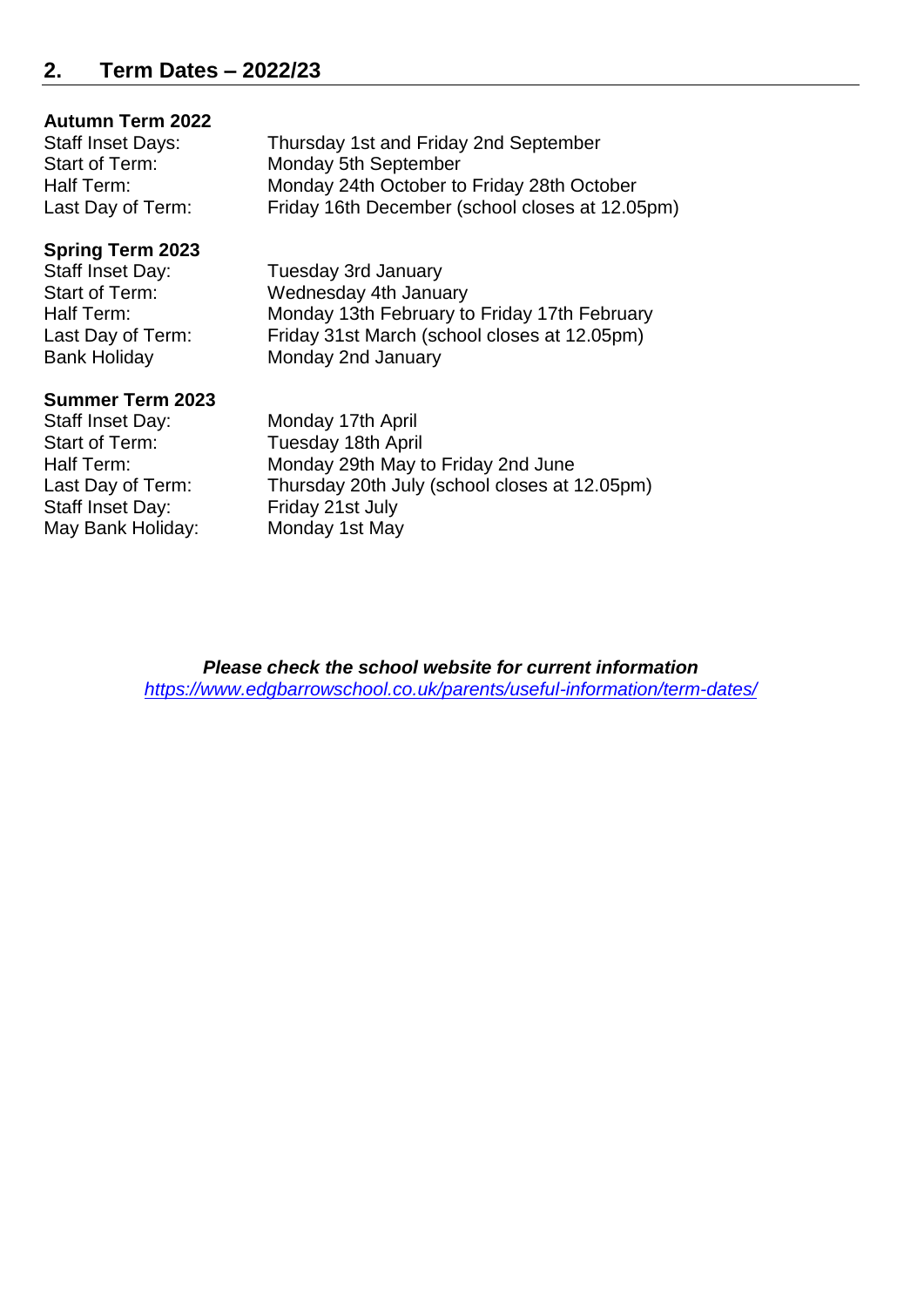## 2. Term Dates – 2022/23

**Autumn Term 2022**

| | |
|---|---|
| Staff Inset Days: | Thursday 1st and Friday 2nd September |
| Start of Term: | Monday 5th September |
| Half Term: | Monday 24th October to Friday 28th October |
| Last Day of Term: | Friday 16th December (school closes at 12.05pm) |

**Spring Term 2023**

| | |
|---|---|
| Staff Inset Day: | Tuesday 3rd January |
| Start of Term: | Wednesday 4th January |
| Half Term: | Monday 13th February to Friday 17th February |
| Last Day of Term: | Friday 31st March (school closes at 12.05pm) |
| Bank Holiday | Monday 2nd January |

**Summer Term 2023**

| | |
|---|---|
| Staff Inset Day: | Monday 17th April |
| Start of Term: | Tuesday 18th April |
| Half Term: | Monday 29th May to Friday 2nd June |
| Last Day of Term: | Thursday 20th July (school closes at 12.05pm) |
| Staff Inset Day: | Friday 21st July |
| May Bank Holiday: | Monday 1st May |

***Please check the school website for current information***

*https://www.edgbarrowschool.co.uk/parents/useful-information/term-dates/*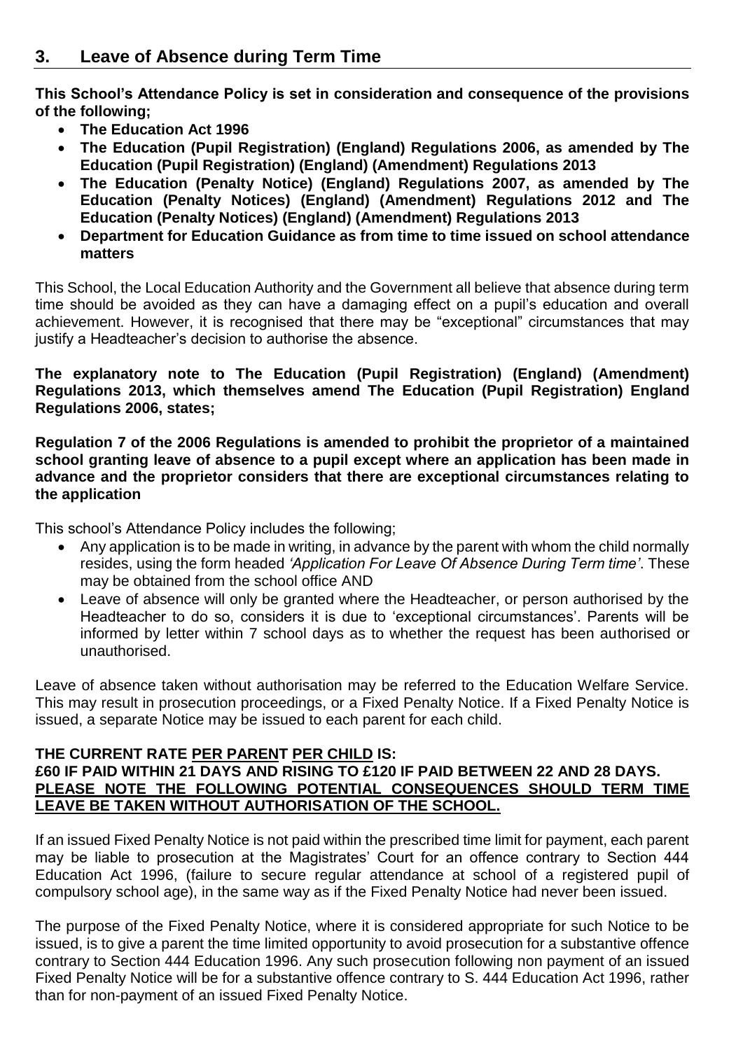## 3. Leave of Absence during Term Time

**This School's Attendance Policy is set in consideration and consequence of the provisions of the following;**

- **The Education Act 1996**
- **The Education (Pupil Registration) (England) Regulations 2006, as amended by The Education (Pupil Registration) (England) (Amendment) Regulations 2013**
- **The Education (Penalty Notice) (England) Regulations 2007, as amended by The Education (Penalty Notices) (England) (Amendment) Regulations 2012 and The Education (Penalty Notices) (England) (Amendment) Regulations 2013**
- **Department for Education Guidance as from time to time issued on school attendance matters**

This School, the Local Education Authority and the Government all believe that absence during term time should be avoided as they can have a damaging effect on a pupil's education and overall achievement. However, it is recognised that there may be "exceptional" circumstances that may justify a Headteacher's decision to authorise the absence.

**The explanatory note to The Education (Pupil Registration) (England) (Amendment) Regulations 2013, which themselves amend The Education (Pupil Registration) England Regulations 2006, states;**

**Regulation 7 of the 2006 Regulations is amended to prohibit the proprietor of a maintained school granting leave of absence to a pupil except where an application has been made in advance and the proprietor considers that there are exceptional circumstances relating to the application**

This school's Attendance Policy includes the following;

- Any application is to be made in writing, in advance by the parent with whom the child normally resides, using the form headed *'Application For Leave Of Absence During Term time'*. These may be obtained from the school office AND
- Leave of absence will only be granted where the Headteacher, or person authorised by the Headteacher to do so, considers it is due to 'exceptional circumstances'. Parents will be informed by letter within 7 school days as to whether the request has been authorised or unauthorised.

Leave of absence taken without authorisation may be referred to the Education Welfare Service. This may result in prosecution proceedings, or a Fixed Penalty Notice. If a Fixed Penalty Notice is issued, a separate Notice may be issued to each parent for each child.

**THE CURRENT RATE <u>PER PARENT</u> <u>PER CHILD</u> IS:**
**£60 IF PAID WITHIN 21 DAYS AND RISING TO £120 IF PAID BETWEEN 22 AND 28 DAYS.**
**<u>PLEASE NOTE THE FOLLOWING POTENTIAL CONSEQUENCES SHOULD TERM TIME LEAVE BE TAKEN WITHOUT AUTHORISATION OF THE SCHOOL.</u>**

If an issued Fixed Penalty Notice is not paid within the prescribed time limit for payment, each parent may be liable to prosecution at the Magistrates' Court for an offence contrary to Section 444 Education Act 1996, (failure to secure regular attendance at school of a registered pupil of compulsory school age), in the same way as if the Fixed Penalty Notice had never been issued.

The purpose of the Fixed Penalty Notice, where it is considered appropriate for such Notice to be issued, is to give a parent the time limited opportunity to avoid prosecution for a substantive offence contrary to Section 444 Education 1996. Any such prosecution following non payment of an issued Fixed Penalty Notice will be for a substantive offence contrary to S. 444 Education Act 1996, rather than for non-payment of an issued Fixed Penalty Notice.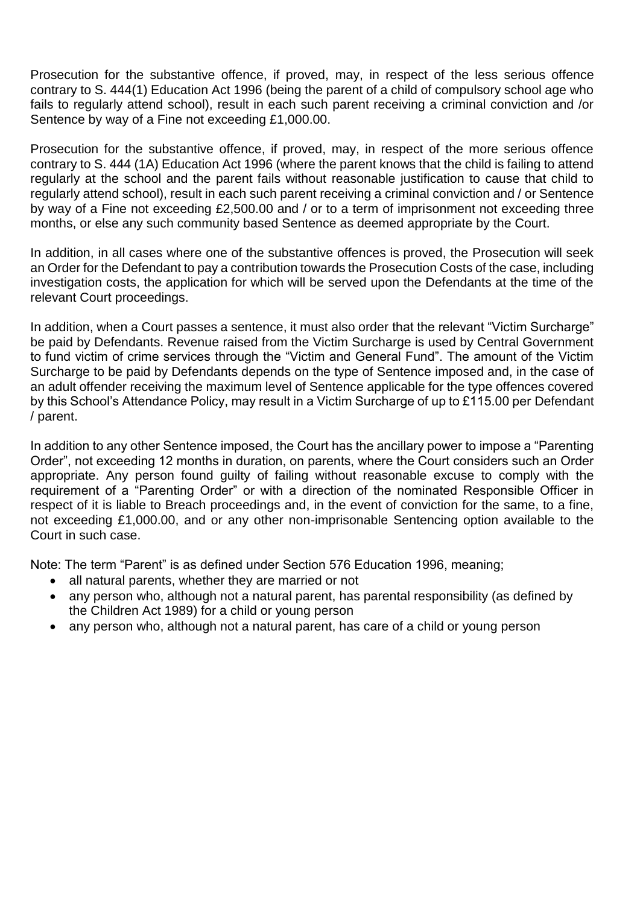Prosecution for the substantive offence, if proved, may, in respect of the less serious offence contrary to S. 444(1) Education Act 1996 (being the parent of a child of compulsory school age who fails to regularly attend school), result in each such parent receiving a criminal conviction and /or Sentence by way of a Fine not exceeding £1,000.00.

Prosecution for the substantive offence, if proved, may, in respect of the more serious offence contrary to S. 444 (1A) Education Act 1996 (where the parent knows that the child is failing to attend regularly at the school and the parent fails without reasonable justification to cause that child to regularly attend school), result in each such parent receiving a criminal conviction and / or Sentence by way of a Fine not exceeding £2,500.00 and / or to a term of imprisonment not exceeding three months, or else any such community based Sentence as deemed appropriate by the Court.

In addition, in all cases where one of the substantive offences is proved, the Prosecution will seek an Order for the Defendant to pay a contribution towards the Prosecution Costs of the case, including investigation costs, the application for which will be served upon the Defendants at the time of the relevant Court proceedings.

In addition, when a Court passes a sentence, it must also order that the relevant "Victim Surcharge" be paid by Defendants. Revenue raised from the Victim Surcharge is used by Central Government to fund victim of crime services through the "Victim and General Fund". The amount of the Victim Surcharge to be paid by Defendants depends on the type of Sentence imposed and, in the case of an adult offender receiving the maximum level of Sentence applicable for the type offences covered by this School's Attendance Policy, may result in a Victim Surcharge of up to £115.00 per Defendant / parent.

In addition to any other Sentence imposed, the Court has the ancillary power to impose a "Parenting Order", not exceeding 12 months in duration, on parents, where the Court considers such an Order appropriate. Any person found guilty of failing without reasonable excuse to comply with the requirement of a "Parenting Order" or with a direction of the nominated Responsible Officer in respect of it is liable to Breach proceedings and, in the event of conviction for the same, to a fine, not exceeding £1,000.00, and or any other non-imprisonable Sentencing option available to the Court in such case.

Note: The term "Parent" is as defined under Section 576 Education 1996, meaning;

- all natural parents, whether they are married or not
- any person who, although not a natural parent, has parental responsibility (as defined by the Children Act 1989) for a child or young person
- any person who, although not a natural parent, has care of a child or young person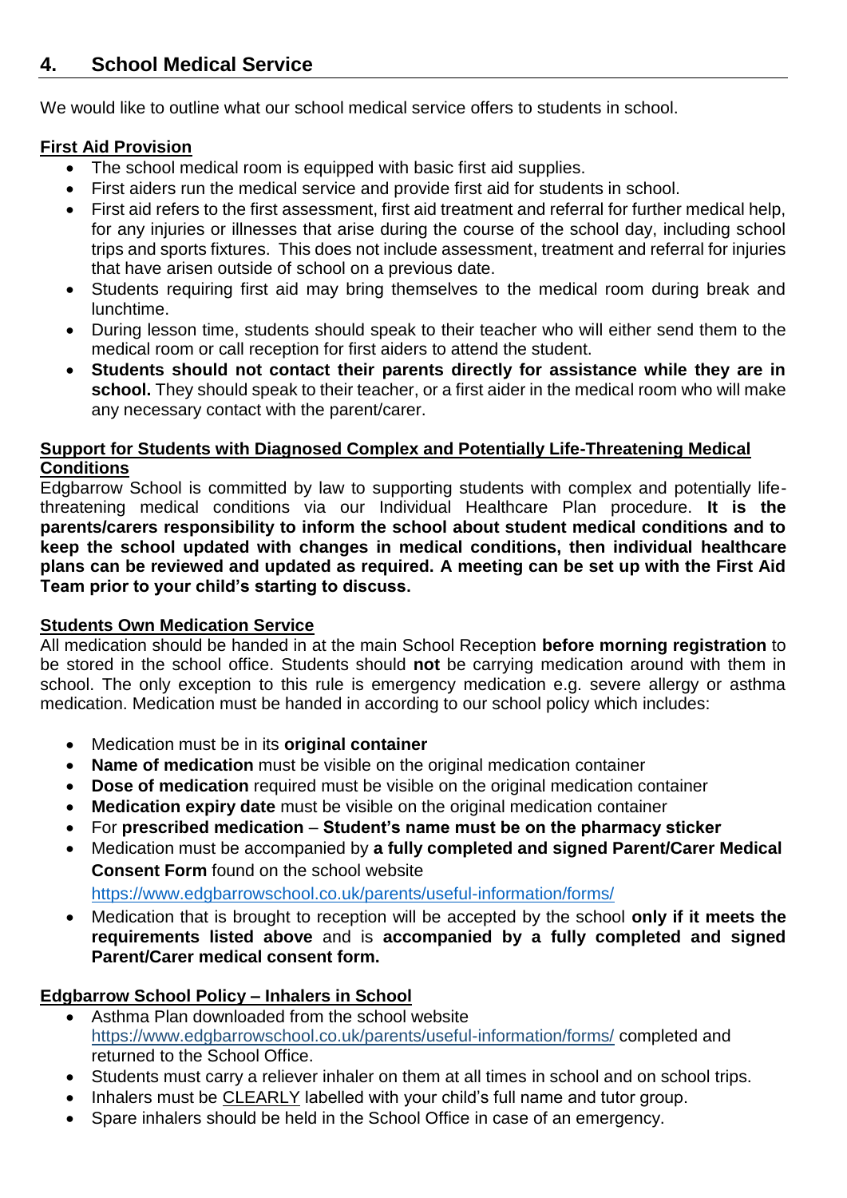## 4. School Medical Service

We would like to outline what our school medical service offers to students in school.

**First Aid Provision**

- The school medical room is equipped with basic first aid supplies.
- First aiders run the medical service and provide first aid for students in school.
- First aid refers to the first assessment, first aid treatment and referral for further medical help, for any injuries or illnesses that arise during the course of the school day, including school trips and sports fixtures. This does not include assessment, treatment and referral for injuries that have arisen outside of school on a previous date.
- Students requiring first aid may bring themselves to the medical room during break and lunchtime.
- During lesson time, students should speak to their teacher who will either send them to the medical room or call reception for first aiders to attend the student.
- **Students should not contact their parents directly for assistance while they are in school.** They should speak to their teacher, or a first aider in the medical room who will make any necessary contact with the parent/carer.

**Support for Students with Diagnosed Complex and Potentially Life-Threatening Medical Conditions**

Edgbarrow School is committed by law to supporting students with complex and potentially life-threatening medical conditions via our Individual Healthcare Plan procedure. **It is the parents/carers responsibility to inform the school about student medical conditions and to keep the school updated with changes in medical conditions, then individual healthcare plans can be reviewed and updated as required. A meeting can be set up with the First Aid Team prior to your child's starting to discuss.**

**Students Own Medication Service**

All medication should be handed in at the main School Reception **before morning registration** to be stored in the school office. Students should **not** be carrying medication around with them in school. The only exception to this rule is emergency medication e.g. severe allergy or asthma medication. Medication must be handed in according to our school policy which includes:

- Medication must be in its **original container**
- **Name of medication** must be visible on the original medication container
- **Dose of medication** required must be visible on the original medication container
- **Medication expiry date** must be visible on the original medication container
- For **prescribed medication** – **Student's name must be on the pharmacy sticker**
- Medication must be accompanied by **a fully completed and signed Parent/Carer Medical Consent Form** found on the school website https://www.edgbarrowschool.co.uk/parents/useful-information/forms/
- Medication that is brought to reception will be accepted by the school **only if it meets the requirements listed above** and is **accompanied by a fully completed and signed Parent/Carer medical consent form.**

**Edgbarrow School Policy – Inhalers in School**

- Asthma Plan downloaded from the school website https://www.edgbarrowschool.co.uk/parents/useful-information/forms/ completed and returned to the School Office.
- Students must carry a reliever inhaler on them at all times in school and on school trips.
- Inhalers must be CLEARLY labelled with your child's full name and tutor group.
- Spare inhalers should be held in the School Office in case of an emergency.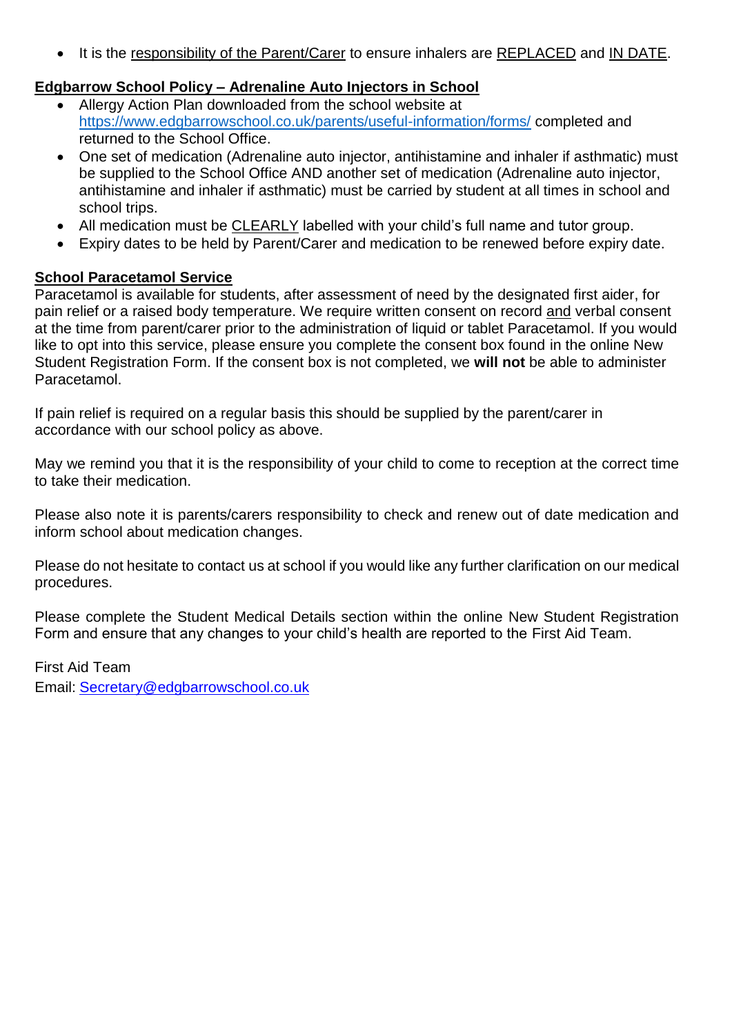- It is the responsibility of the Parent/Carer to ensure inhalers are REPLACED and IN DATE.

**Edgbarrow School Policy – Adrenaline Auto Injectors in School**

- Allergy Action Plan downloaded from the school website at https://www.edgbarrowschool.co.uk/parents/useful-information/forms/ completed and returned to the School Office.
- One set of medication (Adrenaline auto injector, antihistamine and inhaler if asthmatic) must be supplied to the School Office AND another set of medication (Adrenaline auto injector, antihistamine and inhaler if asthmatic) must be carried by student at all times in school and school trips.
- All medication must be CLEARLY labelled with your child's full name and tutor group.
- Expiry dates to be held by Parent/Carer and medication to be renewed before expiry date.

**School Paracetamol Service**

Paracetamol is available for students, after assessment of need by the designated first aider, for pain relief or a raised body temperature. We require written consent on record and verbal consent at the time from parent/carer prior to the administration of liquid or tablet Paracetamol. If you would like to opt into this service, please ensure you complete the consent box found in the online New Student Registration Form. If the consent box is not completed, we **will not** be able to administer Paracetamol.

If pain relief is required on a regular basis this should be supplied by the parent/carer in accordance with our school policy as above.

May we remind you that it is the responsibility of your child to come to reception at the correct time to take their medication.

Please also note it is parents/carers responsibility to check and renew out of date medication and inform school about medication changes.

Please do not hesitate to contact us at school if you would like any further clarification on our medical procedures.

Please complete the Student Medical Details section within the online New Student Registration Form and ensure that any changes to your child's health are reported to the First Aid Team.

First Aid Team
Email: Secretary@edgbarrowschool.co.uk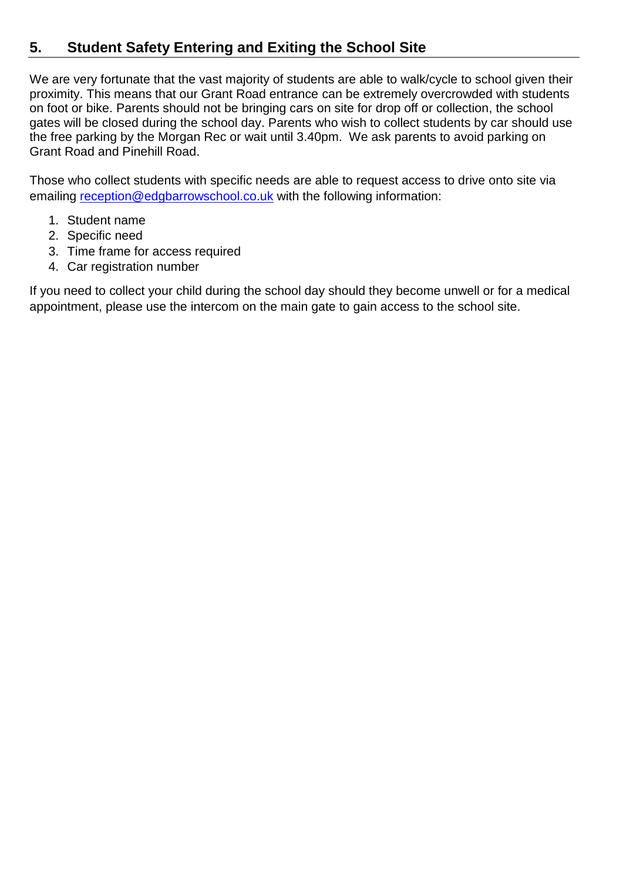## 5. Student Safety Entering and Exiting the School Site

We are very fortunate that the vast majority of students are able to walk/cycle to school given their proximity. This means that our Grant Road entrance can be extremely overcrowded with students on foot or bike. Parents should not be bringing cars on site for drop off or collection, the school gates will be closed during the school day. Parents who wish to collect students by car should use the free parking by the Morgan Rec or wait until 3.40pm. We ask parents to avoid parking on Grant Road and Pinehill Road.

Those who collect students with specific needs are able to request access to drive onto site via emailing reception@edgbarrowschool.co.uk with the following information:

1. Student name
2. Specific need
3. Time frame for access required
4. Car registration number

If you need to collect your child during the school day should they become unwell or for a medical appointment, please use the intercom on the main gate to gain access to the school site.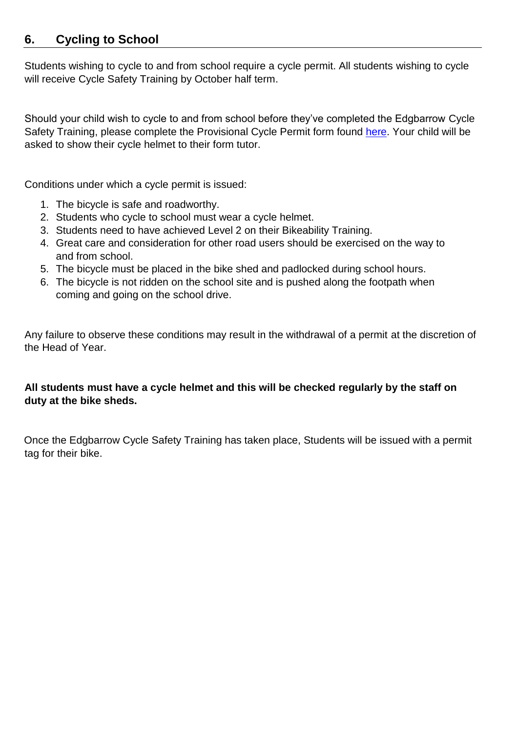## 6. Cycling to School

Students wishing to cycle to and from school require a cycle permit. All students wishing to cycle will receive Cycle Safety Training by October half term.

Should your child wish to cycle to and from school before they've completed the Edgbarrow Cycle Safety Training, please complete the Provisional Cycle Permit form found here. Your child will be asked to show their cycle helmet to their form tutor.

Conditions under which a cycle permit is issued:

1. The bicycle is safe and roadworthy.
2. Students who cycle to school must wear a cycle helmet.
3. Students need to have achieved Level 2 on their Bikeability Training.
4. Great care and consideration for other road users should be exercised on the way to and from school.
5. The bicycle must be placed in the bike shed and padlocked during school hours.
6. The bicycle is not ridden on the school site and is pushed along the footpath when coming and going on the school drive.

Any failure to observe these conditions may result in the withdrawal of a permit at the discretion of the Head of Year.

**All students must have a cycle helmet and this will be checked regularly by the staff on duty at the bike sheds.**

Once the Edgbarrow Cycle Safety Training has taken place, Students will be issued with a permit tag for their bike.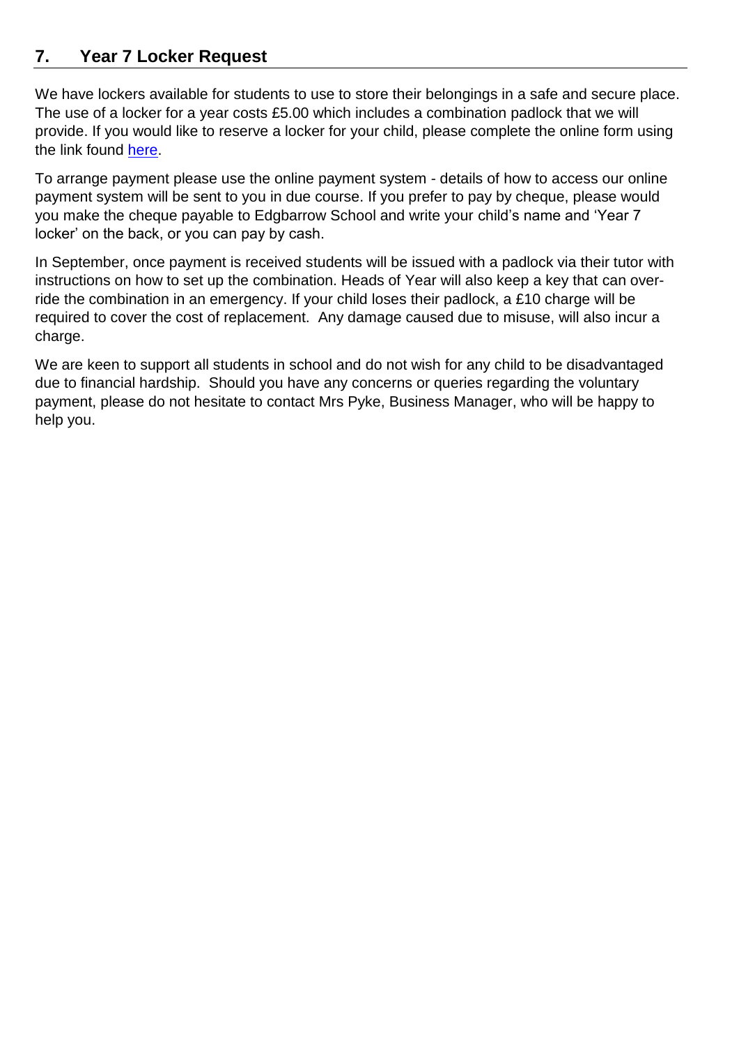## 7. Year 7 Locker Request

We have lockers available for students to use to store their belongings in a safe and secure place. The use of a locker for a year costs £5.00 which includes a combination padlock that we will provide. If you would like to reserve a locker for your child, please complete the online form using the link found here.

To arrange payment please use the online payment system - details of how to access our online payment system will be sent to you in due course. If you prefer to pay by cheque, please would you make the cheque payable to Edgbarrow School and write your child's name and 'Year 7 locker' on the back, or you can pay by cash.

In September, once payment is received students will be issued with a padlock via their tutor with instructions on how to set up the combination. Heads of Year will also keep a key that can over-ride the combination in an emergency. If your child loses their padlock, a £10 charge will be required to cover the cost of replacement. Any damage caused due to misuse, will also incur a charge.

We are keen to support all students in school and do not wish for any child to be disadvantaged due to financial hardship. Should you have any concerns or queries regarding the voluntary payment, please do not hesitate to contact Mrs Pyke, Business Manager, who will be happy to help you.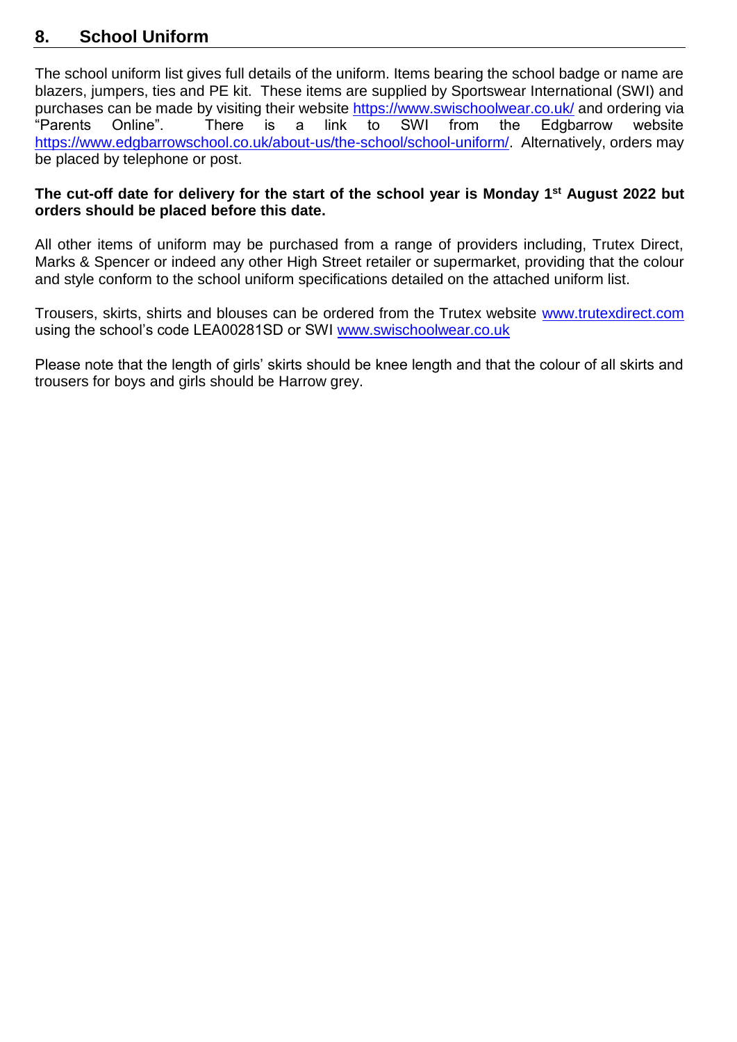## 8. School Uniform

The school uniform list gives full details of the uniform. Items bearing the school badge or name are blazers, jumpers, ties and PE kit. These items are supplied by Sportswear International (SWI) and purchases can be made by visiting their website https://www.swischoolwear.co.uk/ and ordering via "Parents Online". There is a link to SWI from the Edgbarrow website https://www.edgbarrowschool.co.uk/about-us/the-school/school-uniform/. Alternatively, orders may be placed by telephone or post.

**The cut-off date for delivery for the start of the school year is Monday 1st August 2022 but orders should be placed before this date.**

All other items of uniform may be purchased from a range of providers including, Trutex Direct, Marks & Spencer or indeed any other High Street retailer or supermarket, providing that the colour and style conform to the school uniform specifications detailed on the attached uniform list.

Trousers, skirts, shirts and blouses can be ordered from the Trutex website www.trutexdirect.com using the school's code LEA00281SD or SWI www.swischoolwear.co.uk

Please note that the length of girls' skirts should be knee length and that the colour of all skirts and trousers for boys and girls should be Harrow grey.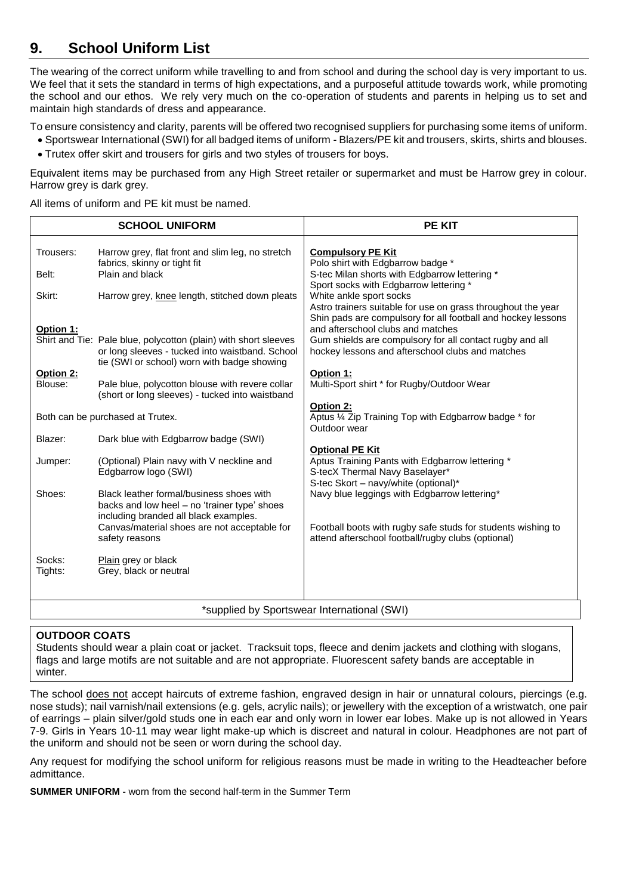## 9. School Uniform List

The wearing of the correct uniform while travelling to and from school and during the school day is very important to us. We feel that it sets the standard in terms of high expectations, and a purposeful attitude towards work, while promoting the school and our ethos. We rely very much on the co-operation of students and parents in helping us to set and maintain high standards of dress and appearance.

To ensure consistency and clarity, parents will be offered two recognised suppliers for purchasing some items of uniform.

- Sportswear International (SWI) for all badged items of uniform - Blazers/PE kit and trousers, skirts, shirts and blouses.
- Trutex offer skirt and trousers for girls and two styles of trousers for boys.

Equivalent items may be purchased from any High Street retailer or supermarket and must be Harrow grey in colour. Harrow grey is dark grey.

All items of uniform and PE kit must be named.

| SCHOOL UNIFORM | PE KIT |
|---|---|
| **Trousers:** Harrow grey, flat front and slim leg, no stretch fabrics, skinny or tight fit<br>**Belt:** Plain and black<br>**Skirt:** Harrow grey, <u>knee</u> length, stitched down pleats<br><br>**<u>Option 1:</u>**<br>**Shirt and Tie:** Pale blue, polycotton (plain) with short sleeves or long sleeves - tucked into waistband. School tie (SWI or school) worn with badge showing<br>**<u>Option 2:</u>**<br>**Blouse:** Pale blue, polycotton blouse with revere collar (short or long sleeves) - tucked into waistband<br><br>Both can be purchased at Trutex.<br><br>**Blazer:** Dark blue with Edgbarrow badge (SWI)<br>**Jumper:** (Optional) Plain navy with V neckline and Edgbarrow logo (SWI)<br>**Shoes:** Black leather formal/business shoes with backs and low heel – no 'trainer type' shoes including branded all black examples. Canvas/material shoes are not acceptable for safety reasons<br>**Socks:** <u>Plain</u> grey or black<br>**Tights:** Grey, black or neutral | **<u>Compulsory PE Kit</u>**<br>Polo shirt with Edgbarrow badge *<br>S-tec Milan shorts with Edgbarrow lettering *<br>Sport socks with Edgbarrow lettering *<br>White ankle sport socks<br>Astro trainers suitable for use on grass throughout the year<br>Shin pads are compulsory for all football and hockey lessons and afterschool clubs and matches<br>Gum shields are compulsory for all contact rugby and all hockey lessons and afterschool clubs and matches<br><br>**<u>Option 1:</u>**<br>Multi-Sport shirt * for Rugby/Outdoor Wear<br><br>**<u>Option 2:</u>**<br>Aptus ¼ Zip Training Top with Edgbarrow badge * for Outdoor wear<br><br>**<u>Optional PE Kit</u>**<br>Aptus Training Pants with Edgbarrow lettering *<br>S-tecX Thermal Navy Baselayer*<br>S-tec Skort – navy/white (optional)*<br>Navy blue leggings with Edgbarrow lettering*<br><br>Football boots with rugby safe studs for students wishing to attend afterschool football/rugby clubs (optional) |
| *supplied by Sportswear International (SWI) | |

**OUTDOOR COATS**

Students should wear a plain coat or jacket. Tracksuit tops, fleece and denim jackets and clothing with slogans, flags and large motifs are not suitable and are not appropriate. Fluorescent safety bands are acceptable in winter.

The school <u>does not</u> accept haircuts of extreme fashion, engraved design in hair or unnatural colours, piercings (e.g. nose studs); nail varnish/nail extensions (e.g. gels, acrylic nails); or jewellery with the exception of a wristwatch, one pair of earrings – plain silver/gold studs one in each ear and only worn in lower ear lobes. Make up is not allowed in Years 7-9. Girls in Years 10-11 may wear light make-up which is discreet and natural in colour. Headphones are not part of the uniform and should not be seen or worn during the school day.

Any request for modifying the school uniform for religious reasons must be made in writing to the Headteacher before admittance.

**SUMMER UNIFORM -** worn from the second half-term in the Summer Term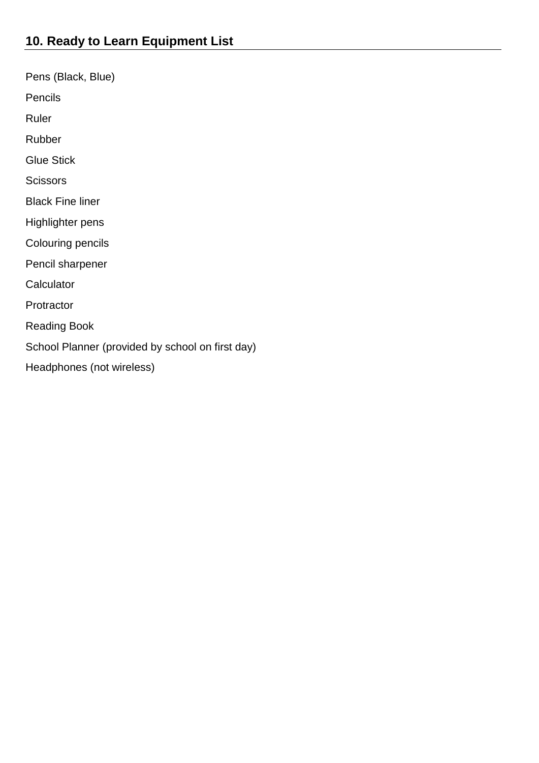## 10. Ready to Learn Equipment List

Pens (Black, Blue)

Pencils

Ruler

Rubber

Glue Stick

Scissors

Black Fine liner

Highlighter pens

Colouring pencils

Pencil sharpener

Calculator

Protractor

Reading Book

School Planner (provided by school on first day)

Headphones (not wireless)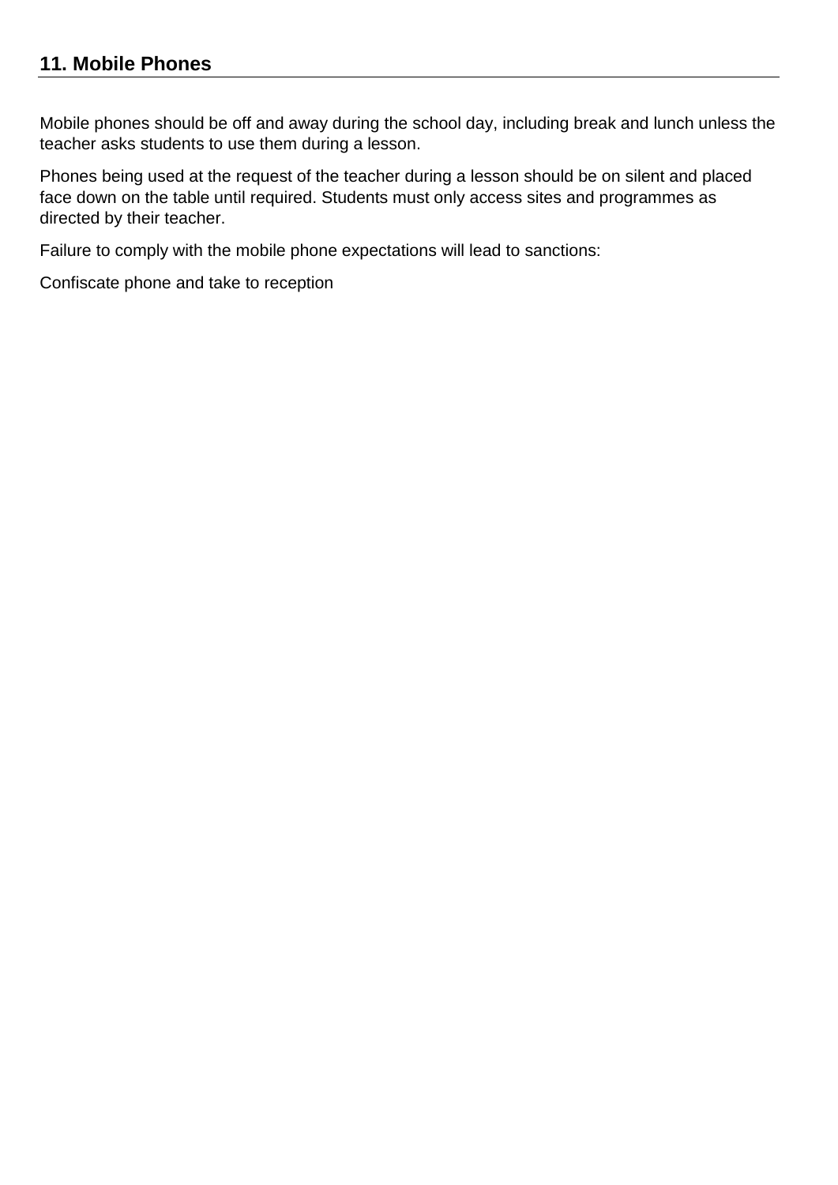## 11. Mobile Phones

Mobile phones should be off and away during the school day, including break and lunch unless the teacher asks students to use them during a lesson.

Phones being used at the request of the teacher during a lesson should be on silent and placed face down on the table until required. Students must only access sites and programmes as directed by their teacher.

Failure to comply with the mobile phone expectations will lead to sanctions:

Confiscate phone and take to reception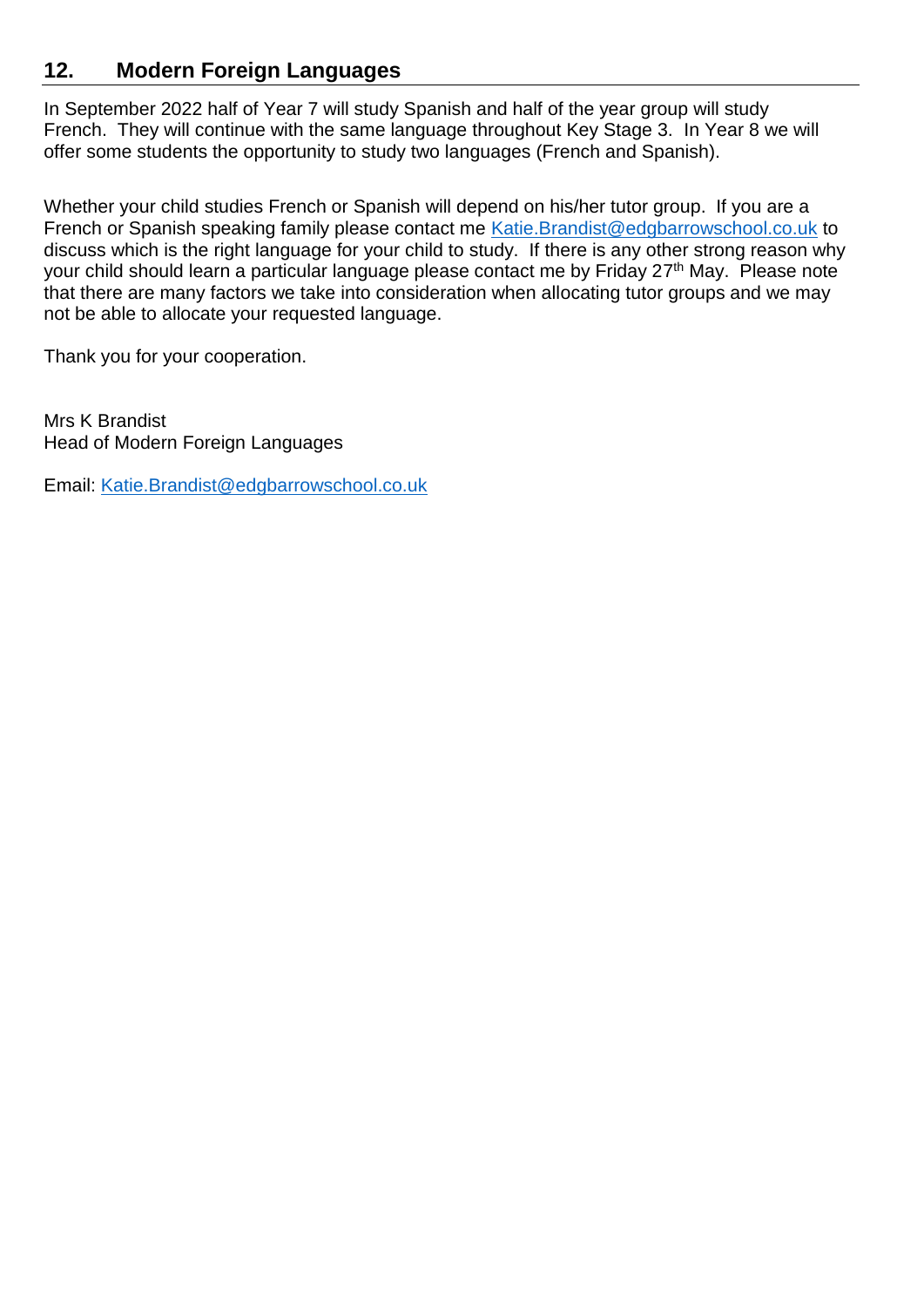## 12. Modern Foreign Languages

In September 2022 half of Year 7 will study Spanish and half of the year group will study French. They will continue with the same language throughout Key Stage 3. In Year 8 we will offer some students the opportunity to study two languages (French and Spanish).

Whether your child studies French or Spanish will depend on his/her tutor group. If you are a French or Spanish speaking family please contact me Katie.Brandist@edgbarrowschool.co.uk to discuss which is the right language for your child to study. If there is any other strong reason why your child should learn a particular language please contact me by Friday 27th May. Please note that there are many factors we take into consideration when allocating tutor groups and we may not be able to allocate your requested language.

Thank you for your cooperation.

Mrs K Brandist
Head of Modern Foreign Languages

Email: Katie.Brandist@edgbarrowschool.co.uk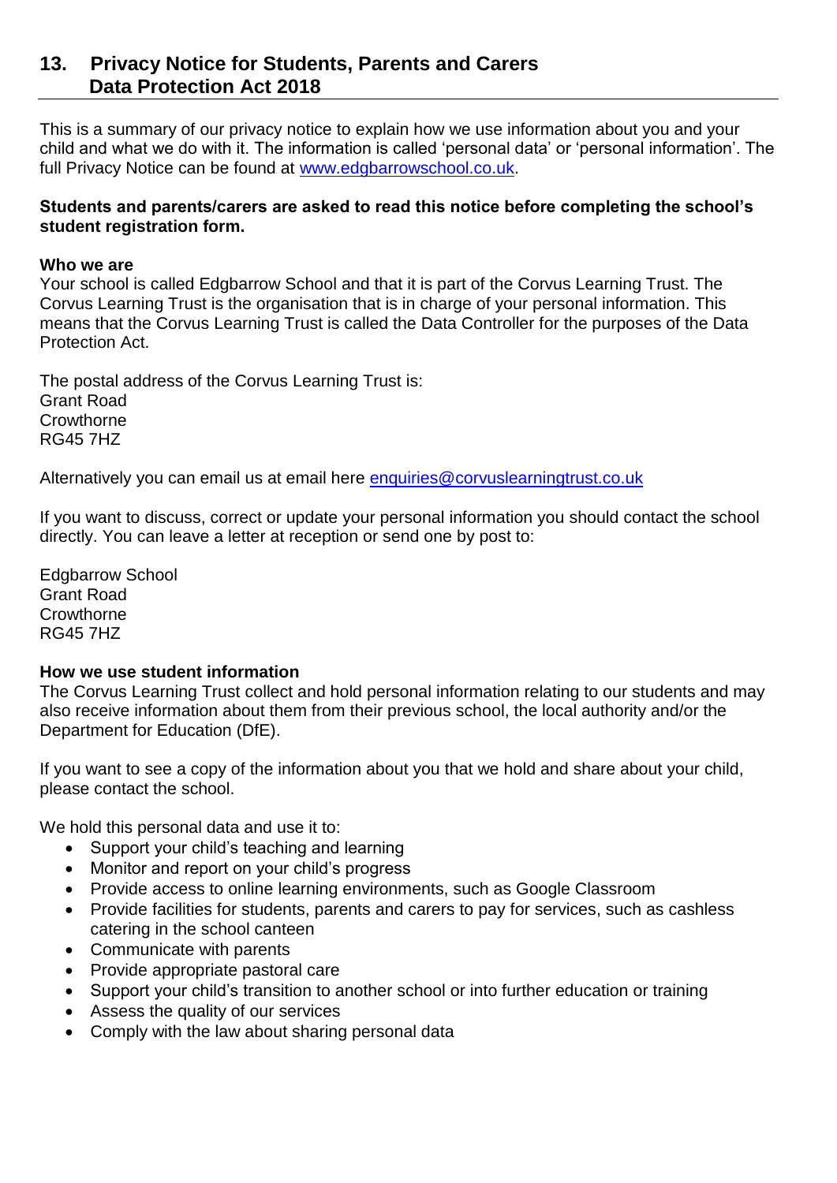## 13. Privacy Notice for Students, Parents and Carers Data Protection Act 2018

This is a summary of our privacy notice to explain how we use information about you and your child and what we do with it. The information is called 'personal data' or 'personal information'. The full Privacy Notice can be found at www.edgbarrowschool.co.uk.

**Students and parents/carers are asked to read this notice before completing the school's student registration form.**

**Who we are**
Your school is called Edgbarrow School and that it is part of the Corvus Learning Trust. The Corvus Learning Trust is the organisation that is in charge of your personal information. This means that the Corvus Learning Trust is called the Data Controller for the purposes of the Data Protection Act.

The postal address of the Corvus Learning Trust is:
Grant Road
Crowthorne
RG45 7HZ

Alternatively you can email us at email here enquiries@corvuslearningtrust.co.uk

If you want to discuss, correct or update your personal information you should contact the school directly. You can leave a letter at reception or send one by post to:

Edgbarrow School
Grant Road
Crowthorne
RG45 7HZ

**How we use student information**
The Corvus Learning Trust collect and hold personal information relating to our students and may also receive information about them from their previous school, the local authority and/or the Department for Education (DfE).

If you want to see a copy of the information about you that we hold and share about your child, please contact the school.

We hold this personal data and use it to:

- Support your child's teaching and learning
- Monitor and report on your child's progress
- Provide access to online learning environments, such as Google Classroom
- Provide facilities for students, parents and carers to pay for services, such as cashless catering in the school canteen
- Communicate with parents
- Provide appropriate pastoral care
- Support your child's transition to another school or into further education or training
- Assess the quality of our services
- Comply with the law about sharing personal data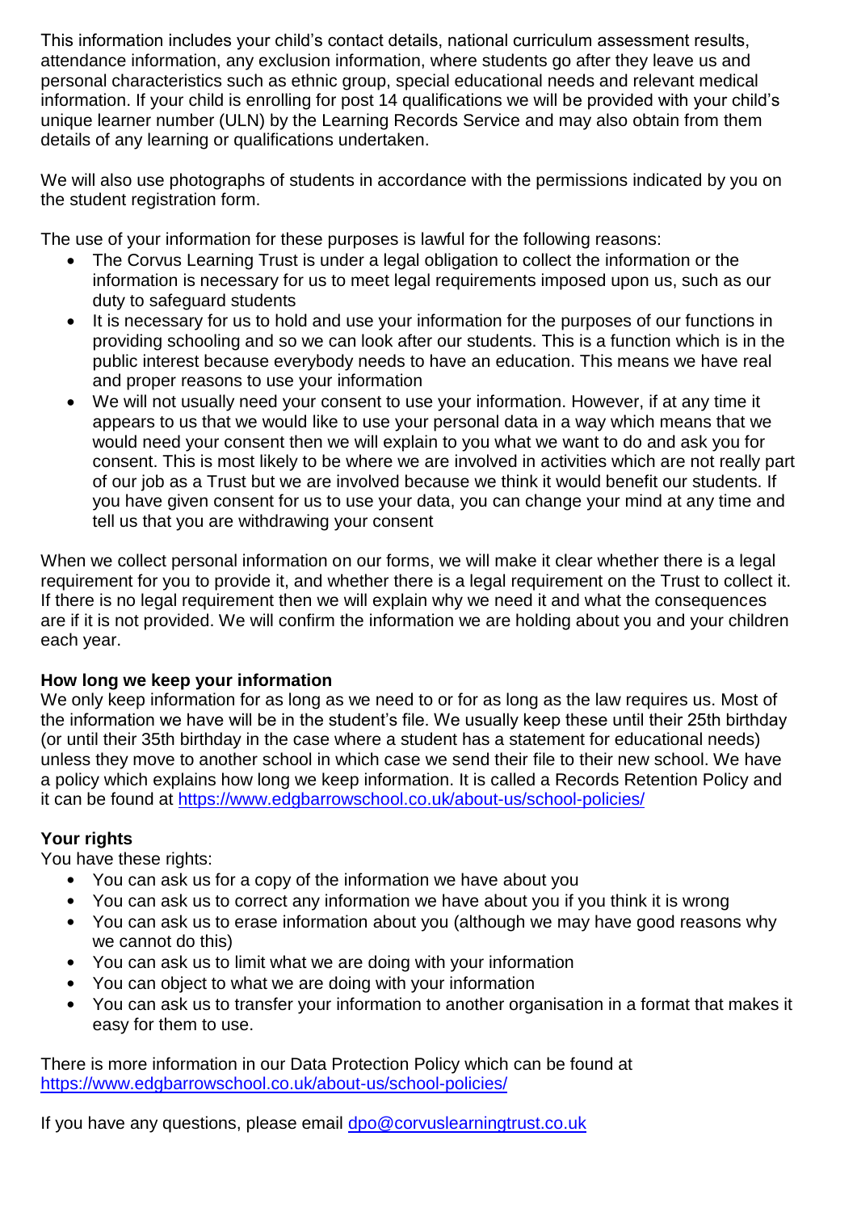This information includes your child's contact details, national curriculum assessment results, attendance information, any exclusion information, where students go after they leave us and personal characteristics such as ethnic group, special educational needs and relevant medical information. If your child is enrolling for post 14 qualifications we will be provided with your child's unique learner number (ULN) by the Learning Records Service and may also obtain from them details of any learning or qualifications undertaken.

We will also use photographs of students in accordance with the permissions indicated by you on the student registration form.

The use of your information for these purposes is lawful for the following reasons:

- The Corvus Learning Trust is under a legal obligation to collect the information or the information is necessary for us to meet legal requirements imposed upon us, such as our duty to safeguard students
- It is necessary for us to hold and use your information for the purposes of our functions in providing schooling and so we can look after our students. This is a function which is in the public interest because everybody needs to have an education. This means we have real and proper reasons to use your information
- We will not usually need your consent to use your information. However, if at any time it appears to us that we would like to use your personal data in a way which means that we would need your consent then we will explain to you what we want to do and ask you for consent. This is most likely to be where we are involved in activities which are not really part of our job as a Trust but we are involved because we think it would benefit our students. If you have given consent for us to use your data, you can change your mind at any time and tell us that you are withdrawing your consent

When we collect personal information on our forms, we will make it clear whether there is a legal requirement for you to provide it, and whether there is a legal requirement on the Trust to collect it. If there is no legal requirement then we will explain why we need it and what the consequences are if it is not provided. We will confirm the information we are holding about you and your children each year.

**How long we keep your information**

We only keep information for as long as we need to or for as long as the law requires us. Most of the information we have will be in the student's file. We usually keep these until their 25th birthday (or until their 35th birthday in the case where a student has a statement for educational needs) unless they move to another school in which case we send their file to their new school. We have a policy which explains how long we keep information. It is called a Records Retention Policy and it can be found at https://www.edgbarrowschool.co.uk/about-us/school-policies/

**Your rights**

You have these rights:

- You can ask us for a copy of the information we have about you
- You can ask us to correct any information we have about you if you think it is wrong
- You can ask us to erase information about you (although we may have good reasons why we cannot do this)
- You can ask us to limit what we are doing with your information
- You can object to what we are doing with your information
- You can ask us to transfer your information to another organisation in a format that makes it easy for them to use.

There is more information in our Data Protection Policy which can be found at https://www.edgbarrowschool.co.uk/about-us/school-policies/

If you have any questions, please email dpo@corvuslearningtrust.co.uk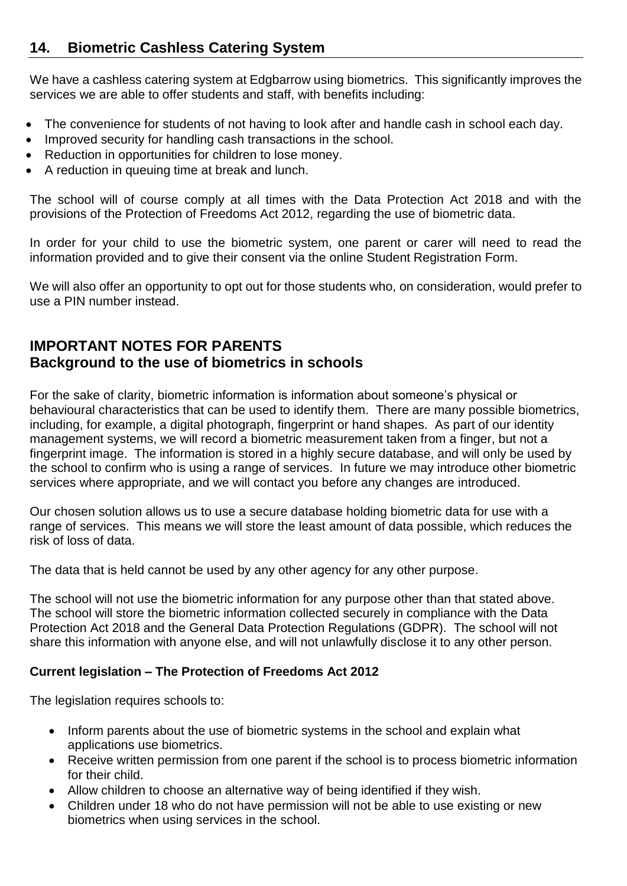## 14. Biometric Cashless Catering System

We have a cashless catering system at Edgbarrow using biometrics. This significantly improves the services we are able to offer students and staff, with benefits including:

- The convenience for students of not having to look after and handle cash in school each day.
- Improved security for handling cash transactions in the school.
- Reduction in opportunities for children to lose money.
- A reduction in queuing time at break and lunch.

The school will of course comply at all times with the Data Protection Act 2018 and with the provisions of the Protection of Freedoms Act 2012, regarding the use of biometric data.

In order for your child to use the biometric system, one parent or carer will need to read the information provided and to give their consent via the online Student Registration Form.

We will also offer an opportunity to opt out for those students who, on consideration, would prefer to use a PIN number instead.

## IMPORTANT NOTES FOR PARENTS
## Background to the use of biometrics in schools

For the sake of clarity, biometric information is information about someone's physical or behavioural characteristics that can be used to identify them. There are many possible biometrics, including, for example, a digital photograph, fingerprint or hand shapes. As part of our identity management systems, we will record a biometric measurement taken from a finger, but not a fingerprint image. The information is stored in a highly secure database, and will only be used by the school to confirm who is using a range of services. In future we may introduce other biometric services where appropriate, and we will contact you before any changes are introduced.

Our chosen solution allows us to use a secure database holding biometric data for use with a range of services. This means we will store the least amount of data possible, which reduces the risk of loss of data.

The data that is held cannot be used by any other agency for any other purpose.

The school will not use the biometric information for any purpose other than that stated above. The school will store the biometric information collected securely in compliance with the Data Protection Act 2018 and the General Data Protection Regulations (GDPR). The school will not share this information with anyone else, and will not unlawfully disclose it to any other person.

**Current legislation – The Protection of Freedoms Act 2012**

The legislation requires schools to:

- Inform parents about the use of biometric systems in the school and explain what applications use biometrics.
- Receive written permission from one parent if the school is to process biometric information for their child.
- Allow children to choose an alternative way of being identified if they wish.
- Children under 18 who do not have permission will not be able to use existing or new biometrics when using services in the school.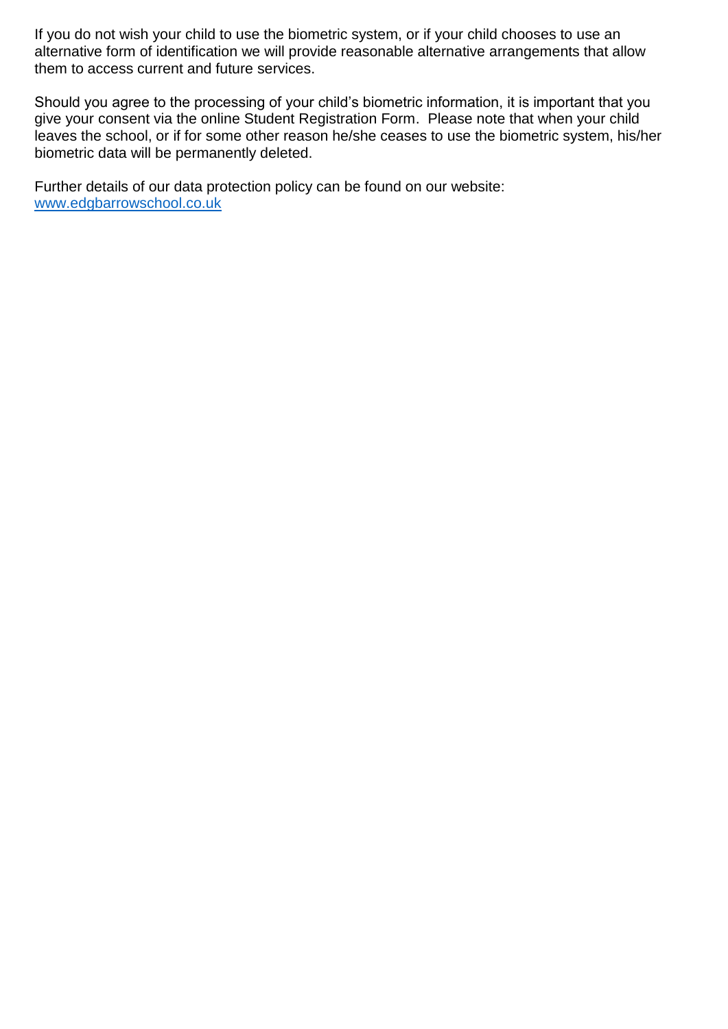If you do not wish your child to use the biometric system, or if your child chooses to use an alternative form of identification we will provide reasonable alternative arrangements that allow them to access current and future services.

Should you agree to the processing of your child's biometric information, it is important that you give your consent via the online Student Registration Form. Please note that when your child leaves the school, or if for some other reason he/she ceases to use the biometric system, his/her biometric data will be permanently deleted.

Further details of our data protection policy can be found on our website: [www.edgbarrowschool.co.uk](http://www.edgbarrowschool.co.uk)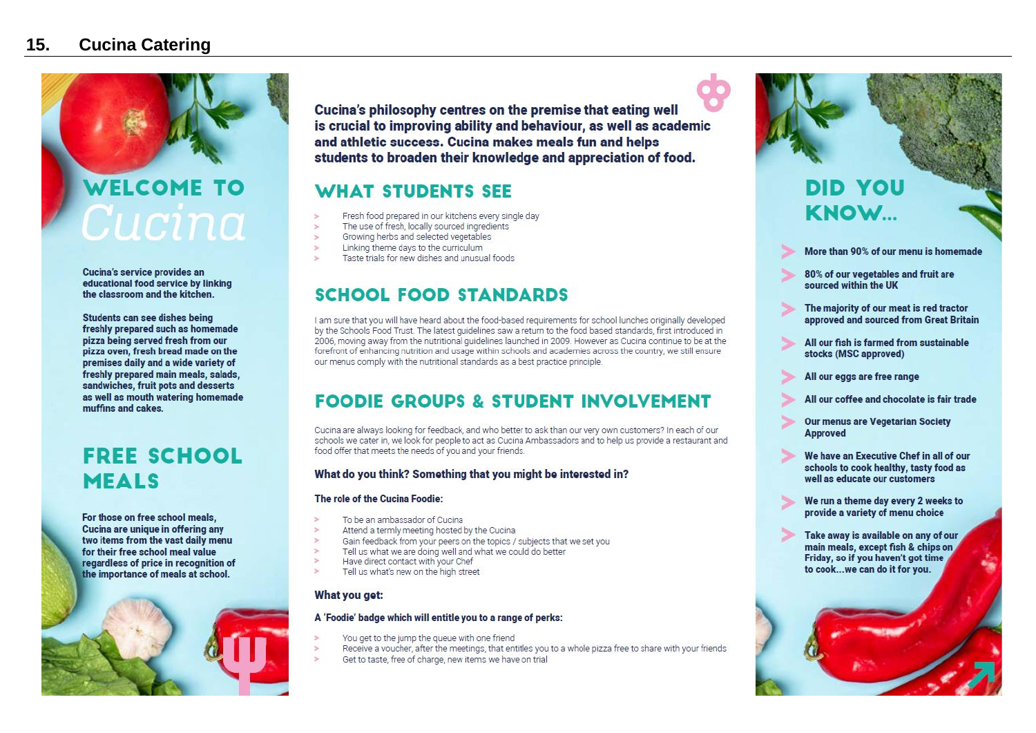# 15. Cucina Catering

## WELCOME TO Cucina

Cucina's service provides an educational food service by linking the classroom and the kitchen.

Students can see dishes being freshly prepared such as homemade pizza being served fresh from our pizza oven, fresh bread made on the premises daily and a wide variety of freshly prepared main meals, salads, sandwiches, fruit pots and desserts as well as mouth watering homemade muffins and cakes.

## FREE SCHOOL MEALS

For those on free school meals, Cucina are unique in offering any two items from the vast daily menu for their free school meal value regardless of price in recognition of the importance of meals at school.

**Cucina's philosophy centres on the premise that eating well is crucial to improving ability and behaviour, as well as academic and athletic success. Cucina makes meals fun and helps students to broaden their knowledge and appreciation of food.**

## WHAT STUDENTS SEE

- Fresh food prepared in our kitchens every single day
- The use of fresh, locally sourced ingredients
- Growing herbs and selected vegetables
- Linking theme days to the curriculum
- Taste trials for new dishes and unusual foods

## SCHOOL FOOD STANDARDS

I am sure that you will have heard about the food-based requirements for school lunches originally developed by the Schools Food Trust. The latest guidelines saw a return to the food based standards, first introduced in 2006, moving away from the nutritional guidelines launched in 2009. However as Cucina continue to be at the forefront of enhancing nutrition and usage within schools and academies across the country, we still ensure our menus comply with the nutritional standards as a best practice principle.

## FOODIE GROUPS & STUDENT INVOLVEMENT

Cucina are always looking for feedback, and who better to ask than our very own customers? In each of our schools we cater in, we look for people to act as Cucina Ambassadors and to help us provide a restaurant and food offer that meets the needs of you and your friends.

**What do you think? Something that you might be interested in?**

**The role of the Cucina Foodie:**

- To be an ambassador of Cucina
- Attend a termly meeting hosted by the Cucina
- Gain feedback from your peers on the topics / subjects that we set you
- Tell us what we are doing well and what we could do better
- Have direct contact with your Chef
- Tell us what's new on the high street

**What you get:**

**A 'Foodie' badge which will entitle you to a range of perks:**

- You get to the jump the queue with one friend
- Receive a voucher, after the meetings, that entitles you to a whole pizza free to share with your friends
- Get to taste, free of charge, new items we have on trial

## DID YOU KNOW...

- More than 90% of our menu is homemade
- 80% of our vegetables and fruit are sourced within the UK
- The majority of our meat is red tractor approved and sourced from Great Britain
- All our fish is farmed from sustainable stocks (MSC approved)
- All our eggs are free range
- All our coffee and chocolate is fair trade
- Our menus are Vegetarian Society Approved
- We have an Executive Chef in all of our schools to cook healthy, tasty food as well as educate our customers
- We run a theme day every 2 weeks to provide a variety of menu choice
- Take away is available on any of our main meals, except fish & chips on Friday, so if you haven't got time to cook...we can do it for you.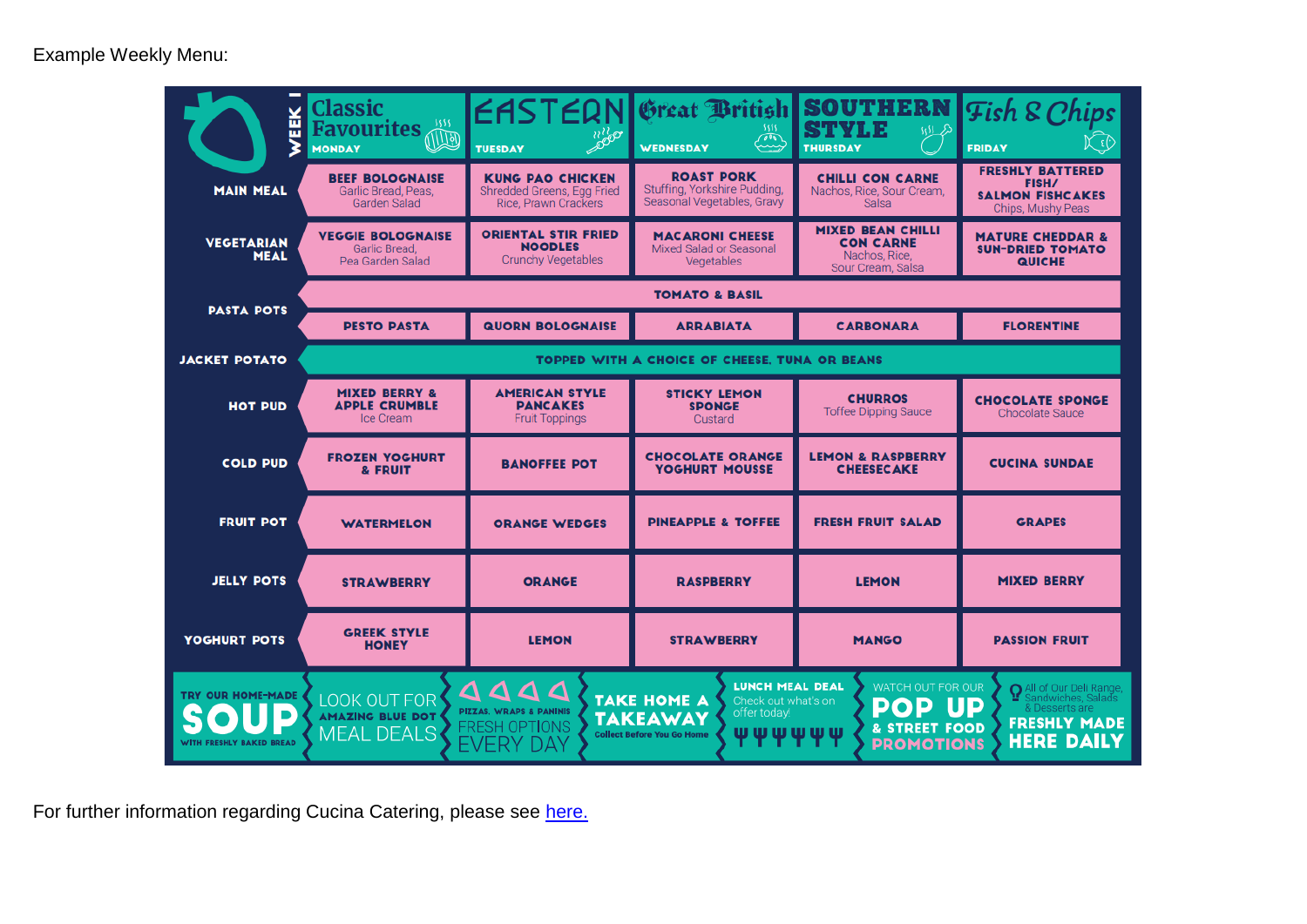Example Weekly Menu:

| WEEK 1 | Classic Favourites MONDAY | EASTERN TUESDAY | Great British WEDNESDAY | SOUTHERN STYLE THURSDAY | Fish & Chips FRIDAY |
|---|---|---|---|---|---|
| MAIN MEAL | **BEEF BOLOGNAISE** Garlic Bread, Peas, Garden Salad | **KUNG PAO CHICKEN** Shredded Greens, Egg Fried Rice, Prawn Crackers | **ROAST PORK** Stuffing, Yorkshire Pudding, Seasonal Vegetables, Gravy | **CHILLI CON CARNE** Nachos, Rice, Sour Cream, Salsa | **FRESHLY BATTERED FISH/ SALMON FISHCAKES** Chips, Mushy Peas |
| VEGETARIAN MEAL | **VEGGIE BOLOGNAISE** Garlic Bread, Pea Garden Salad | **ORIENTAL STIR FRIED NOODLES** Crunchy Vegetables | **MACARONI CHEESE** Mixed Salad or Seasonal Vegetables | **MIXED BEAN CHILLI CON CARNE** Nachos, Rice, Sour Cream, Salsa | **MATURE CHEDDAR & SUN-DRIED TOMATO QUICHE** |
| PASTA POTS | TOMATO & BASIL | | | | |
| | PESTO PASTA | QUORN BOLOGNAISE | ARRABIATA | CARBONARA | FLORENTINE |
| JACKET POTATO | TOPPED WITH A CHOICE OF CHEESE, TUNA OR BEANS | | | | |
| HOT PUD | **MIXED BERRY & APPLE CRUMBLE** Ice Cream | **AMERICAN STYLE PANCAKES** Fruit Toppings | **STICKY LEMON SPONGE** Custard | **CHURROS** Toffee Dipping Sauce | **CHOCOLATE SPONGE** Chocolate Sauce |
| COLD PUD | FROZEN YOGHURT & FRUIT | BANOFFEE POT | CHOCOLATE ORANGE YOGHURT MOUSSE | LEMON & RASPBERRY CHEESECAKE | CUCINA SUNDAE |
| FRUIT POT | WATERMELON | ORANGE WEDGES | PINEAPPLE & TOFFEE | FRESH FRUIT SALAD | GRAPES |
| JELLY POTS | STRAWBERRY | ORANGE | RASPBERRY | LEMON | MIXED BERRY |
| YOGHURT POTS | GREEK STYLE HONEY | LEMON | STRAWBERRY | MANGO | PASSION FRUIT |

TRY OUR HOME-MADE SOUP WITH FRESHLY BAKED BREAD | LOOK OUT FOR AMAZING BLUE DOT MEAL DEALS | PIZZAS, WRAPS & PANINIS FRESH OPTIONS EVERY DAY | TAKE HOME A TAKEAWAY Collect Before You Go Home | LUNCH MEAL DEAL Check out what's on offer today! | WATCH OUT FOR OUR POP UP & STREET FOOD PROMOTIONS | All of Our Deli Range, Sandwiches, Salads & Desserts are FRESHLY MADE HERE DAILY

For further information regarding Cucina Catering, please see [here.](#)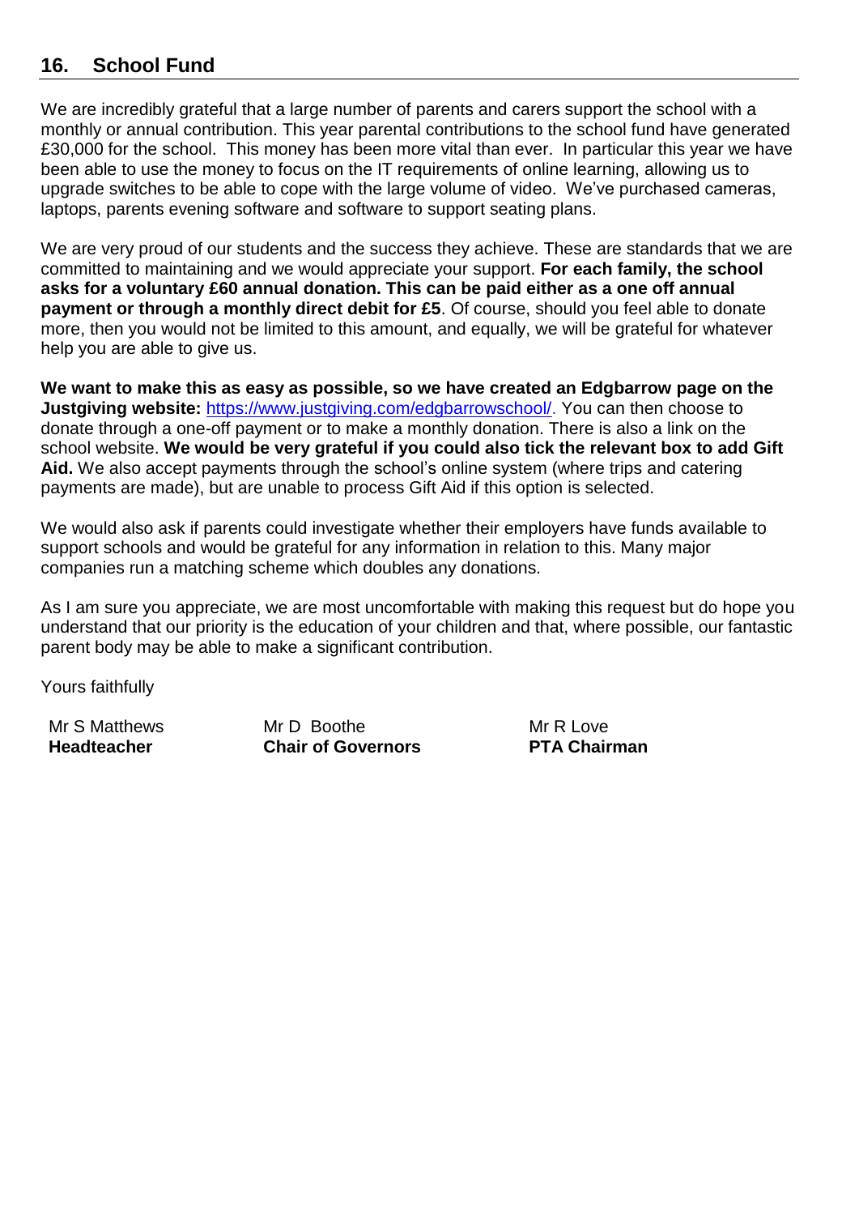## 16. School Fund

We are incredibly grateful that a large number of parents and carers support the school with a monthly or annual contribution. This year parental contributions to the school fund have generated £30,000 for the school. This money has been more vital than ever. In particular this year we have been able to use the money to focus on the IT requirements of online learning, allowing us to upgrade switches to be able to cope with the large volume of video. We've purchased cameras, laptops, parents evening software and software to support seating plans.

We are very proud of our students and the success they achieve. These are standards that we are committed to maintaining and we would appreciate your support. **For each family, the school asks for a voluntary £60 annual donation. This can be paid either as a one off annual payment or through a monthly direct debit for £5**. Of course, should you feel able to donate more, then you would not be limited to this amount, and equally, we will be grateful for whatever help you are able to give us.

**We want to make this as easy as possible, so we have created an Edgbarrow page on the Justgiving website:** https://www.justgiving.com/edgbarrowschool/. You can then choose to donate through a one-off payment or to make a monthly donation. There is also a link on the school website. **We would be very grateful if you could also tick the relevant box to add Gift Aid.** We also accept payments through the school's online system (where trips and catering payments are made), but are unable to process Gift Aid if this option is selected.

We would also ask if parents could investigate whether their employers have funds available to support schools and would be grateful for any information in relation to this. Many major companies run a matching scheme which doubles any donations.

As I am sure you appreciate, we are most uncomfortable with making this request but do hope you understand that our priority is the education of your children and that, where possible, our fantastic parent body may be able to make a significant contribution.

Yours faithfully

| Mr S Matthews | Mr D Boothe | Mr R Love |
|---|---|---|
| **Headteacher** | **Chair of Governors** | **PTA Chairman** |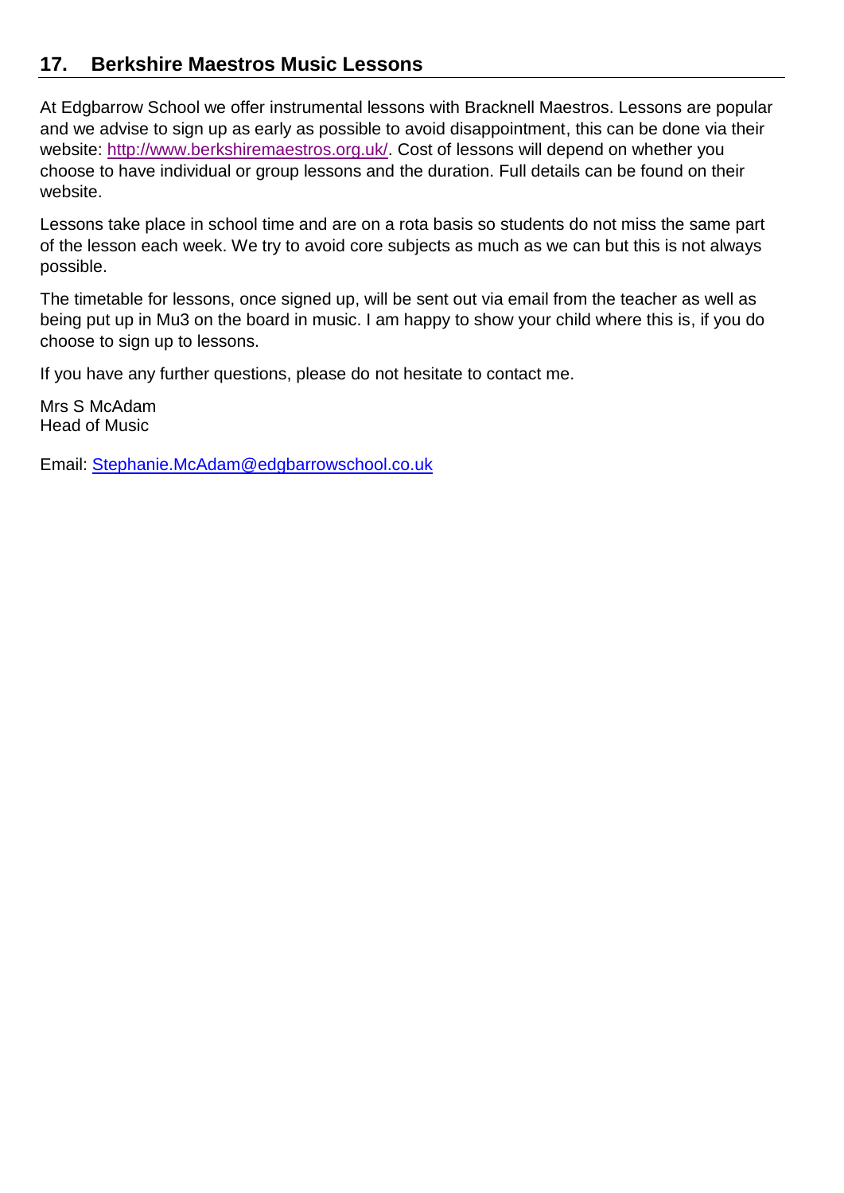## 17. Berkshire Maestros Music Lessons

At Edgbarrow School we offer instrumental lessons with Bracknell Maestros. Lessons are popular and we advise to sign up as early as possible to avoid disappointment, this can be done via their website: http://www.berkshiremaestros.org.uk/. Cost of lessons will depend on whether you choose to have individual or group lessons and the duration. Full details can be found on their website.

Lessons take place in school time and are on a rota basis so students do not miss the same part of the lesson each week. We try to avoid core subjects as much as we can but this is not always possible.

The timetable for lessons, once signed up, will be sent out via email from the teacher as well as being put up in Mu3 on the board in music. I am happy to show your child where this is, if you do choose to sign up to lessons.

If you have any further questions, please do not hesitate to contact me.

Mrs S McAdam
Head of Music

Email: Stephanie.McAdam@edgbarrowschool.co.uk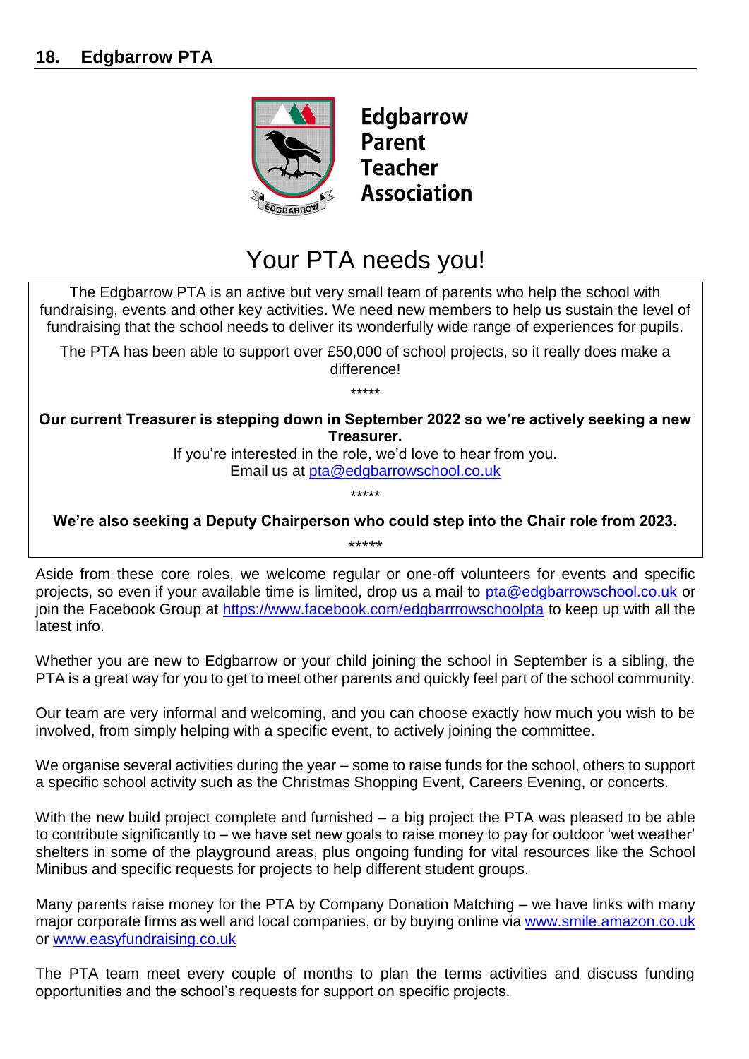## 18. Edgbarrow PTA

**Edgbarrow Parent Teacher Association**

# Your PTA needs you!

The Edgbarrow PTA is an active but very small team of parents who help the school with fundraising, events and other key activities. We need new members to help us sustain the level of fundraising that the school needs to deliver its wonderfully wide range of experiences for pupils.

The PTA has been able to support over £50,000 of school projects, so it really does make a difference!

*****

**Our current Treasurer is stepping down in September 2022 so we're actively seeking a new Treasurer.**

If you're interested in the role, we'd love to hear from you.
Email us at pta@edgbarrowschool.co.uk

*****

**We're also seeking a Deputy Chairperson who could step into the Chair role from 2023.**

*****

Aside from these core roles, we welcome regular or one-off volunteers for events and specific projects, so even if your available time is limited, drop us a mail to pta@edgbarrowschool.co.uk or join the Facebook Group at https://www.facebook.com/edgbarrrowschoolpta to keep up with all the latest info.

Whether you are new to Edgbarrow or your child joining the school in September is a sibling, the PTA is a great way for you to get to meet other parents and quickly feel part of the school community.

Our team are very informal and welcoming, and you can choose exactly how much you wish to be involved, from simply helping with a specific event, to actively joining the committee.

We organise several activities during the year – some to raise funds for the school, others to support a specific school activity such as the Christmas Shopping Event, Careers Evening, or concerts.

With the new build project complete and furnished – a big project the PTA was pleased to be able to contribute significantly to – we have set new goals to raise money to pay for outdoor 'wet weather' shelters in some of the playground areas, plus ongoing funding for vital resources like the School Minibus and specific requests for projects to help different student groups.

Many parents raise money for the PTA by Company Donation Matching – we have links with many major corporate firms as well and local companies, or by buying online via www.smile.amazon.co.uk or www.easyfundraising.co.uk

The PTA team meet every couple of months to plan the terms activities and discuss funding opportunities and the school's requests for support on specific projects.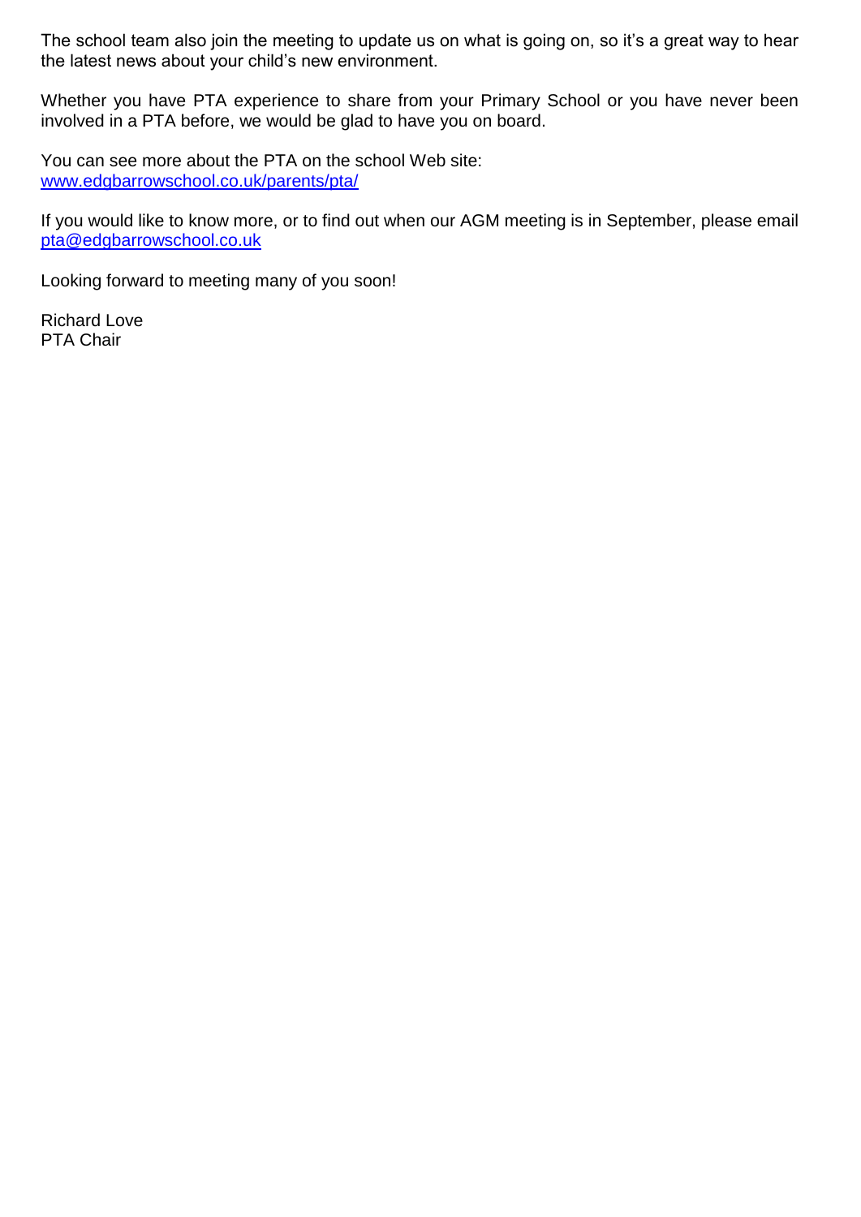The school team also join the meeting to update us on what is going on, so it's a great way to hear the latest news about your child's new environment.

Whether you have PTA experience to share from your Primary School or you have never been involved in a PTA before, we would be glad to have you on board.

You can see more about the PTA on the school Web site:
[www.edgbarrowschool.co.uk/parents/pta/](http://www.edgbarrowschool.co.uk/parents/pta/)

If you would like to know more, or to find out when our AGM meeting is in September, please email [pta@edgbarrowschool.co.uk](mailto:pta@edgbarrowschool.co.uk)

Looking forward to meeting many of you soon!

Richard Love
PTA Chair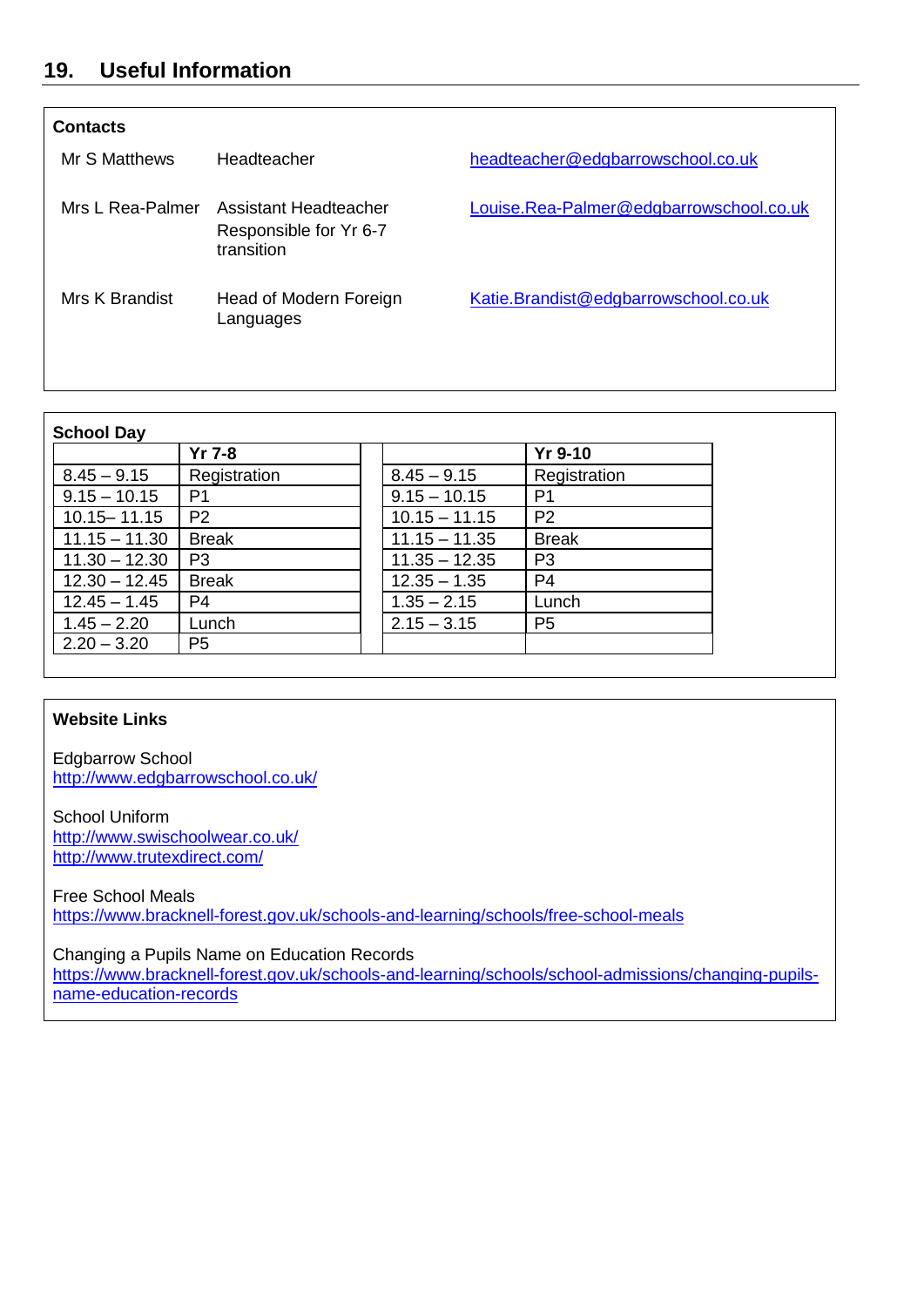## 19. Useful Information

**Contacts**

| | | |
|---|---|---|
| Mr S Matthews | Headteacher | headteacher@edgbarrowschool.co.uk |
| Mrs L Rea-Palmer | Assistant Headteacher Responsible for Yr 6-7 transition | Louise.Rea-Palmer@edgbarrowschool.co.uk |
| Mrs K Brandist | Head of Modern Foreign Languages | Katie.Brandist@edgbarrowschool.co.uk |

**School Day**

| | Yr 7-8 |
|---|---|
| 8.45 – 9.15 | Registration |
| 9.15 – 10.15 | P1 |
| 10.15– 11.15 | P2 |
| 11.15 – 11.30 | Break |
| 11.30 – 12.30 | P3 |
| 12.30 – 12.45 | Break |
| 12.45 – 1.45 | P4 |
| 1.45 – 2.20 | Lunch |
| 2.20 – 3.20 | P5 |

| | Yr 9-10 |
|---|---|
| 8.45 – 9.15 | Registration |
| 9.15 – 10.15 | P1 |
| 10.15 – 11.15 | P2 |
| 11.15 – 11.35 | Break |
| 11.35 – 12.35 | P3 |
| 12.35 – 1.35 | P4 |
| 1.35 – 2.15 | Lunch |
| 2.15 – 3.15 | P5 |

**Website Links**

Edgbarrow School
http://www.edgbarrowschool.co.uk/

School Uniform
http://www.swischoolwear.co.uk/
http://www.trutexdirect.com/

Free School Meals
https://www.bracknell-forest.gov.uk/schools-and-learning/schools/free-school-meals

Changing a Pupils Name on Education Records
https://www.bracknell-forest.gov.uk/schools-and-learning/schools/school-admissions/changing-pupils-name-education-records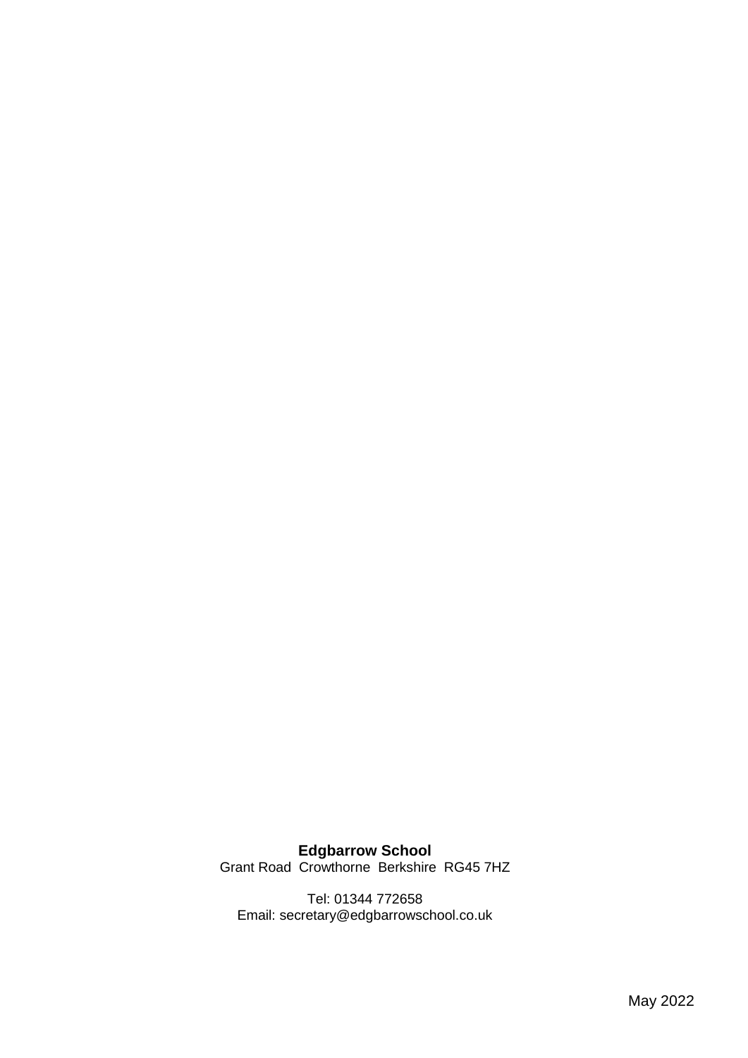**Edgbarrow School**
Grant Road Crowthorne Berkshire RG45 7HZ

Tel: 01344 772658
Email: secretary@edgbarrowschool.co.uk

May 2022